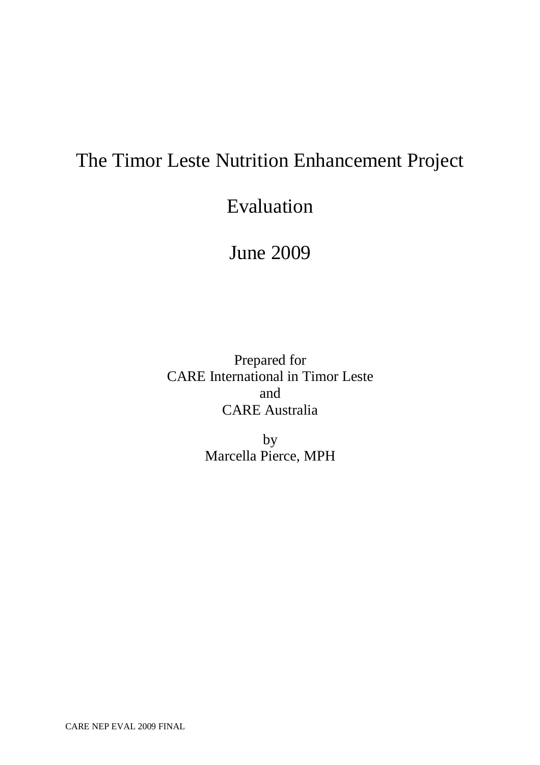# The Timor Leste Nutrition Enhancement Project

# Evaluation

# June 2009

Prepared for
CARE International in Timor Leste
and
CARE Australia

by
Marcella Pierce, MPH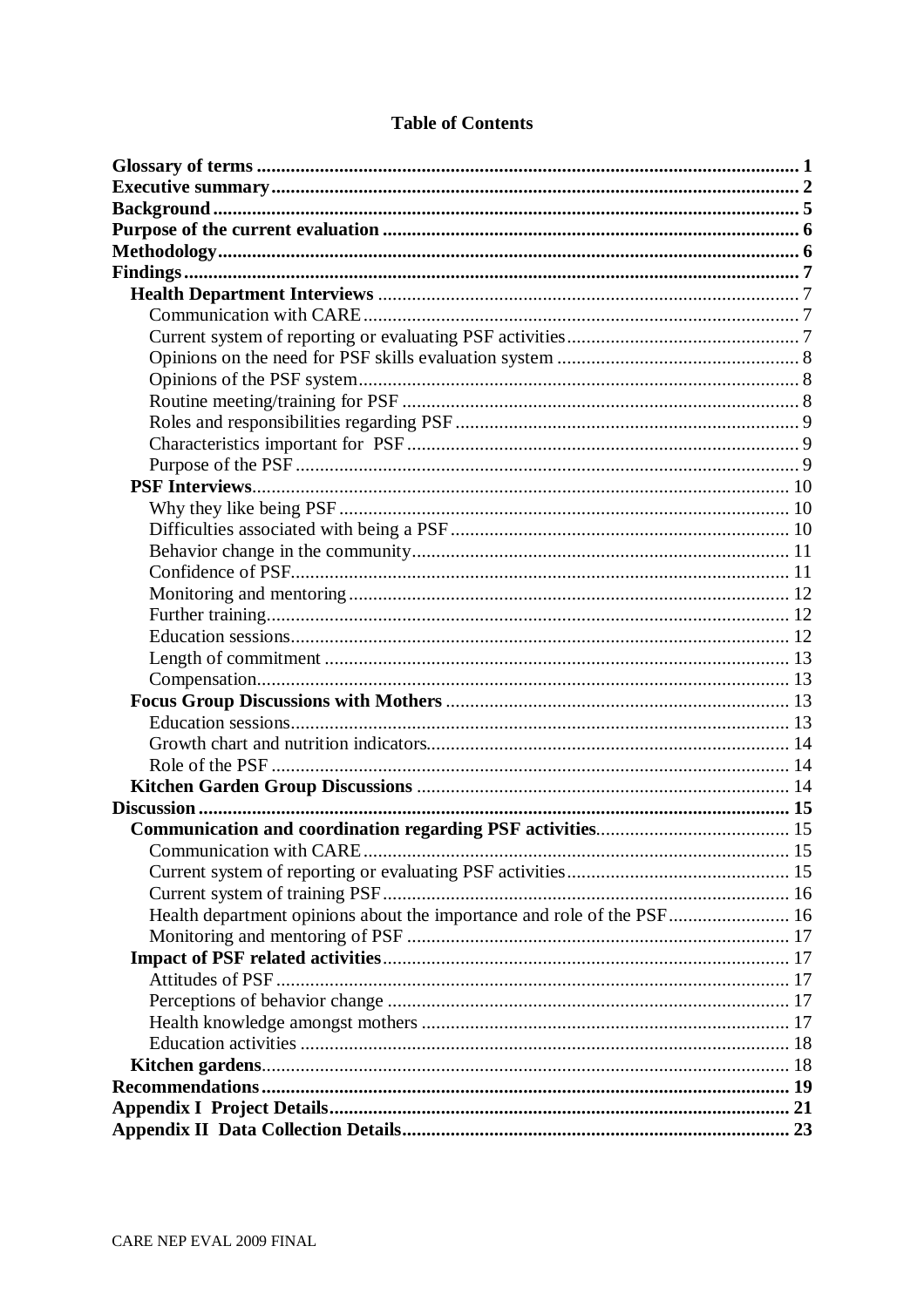# Table of Contents

| | |
|---|---|
| **Glossary of terms** | **1** |
| **Executive summary** | **2** |
| **Background** | **5** |
| **Purpose of the current evaluation** | **6** |
| **Methodology** | **6** |
| **Findings** | **7** |
| **Health Department Interviews** | 7 |
| Communication with CARE | 7 |
| Current system of reporting or evaluating PSF activities | 7 |
| Opinions on the need for PSF skills evaluation system | 8 |
| Opinions of the PSF system | 8 |
| Routine meeting/training for PSF | 8 |
| Roles and responsibilities regarding PSF | 9 |
| Characteristics important for PSF | 9 |
| Purpose of the PSF | 9 |
| **PSF Interviews** | 10 |
| Why they like being PSF | 10 |
| Difficulties associated with being a PSF | 10 |
| Behavior change in the community | 11 |
| Confidence of PSF | 11 |
| Monitoring and mentoring | 12 |
| Further training | 12 |
| Education sessions | 12 |
| Length of commitment | 13 |
| Compensation | 13 |
| **Focus Group Discussions with Mothers** | 13 |
| Education sessions | 13 |
| Growth chart and nutrition indicators | 14 |
| Role of the PSF | 14 |
| **Kitchen Garden Group Discussions** | 14 |
| **Discussion** | **15** |
| **Communication and coordination regarding PSF activities** | 15 |
| Communication with CARE | 15 |
| Current system of reporting or evaluating PSF activities | 15 |
| Current system of training PSF | 16 |
| Health department opinions about the importance and role of the PSF | 16 |
| Monitoring and mentoring of PSF | 17 |
| **Impact of PSF related activities** | 17 |
| Attitudes of PSF | 17 |
| Perceptions of behavior change | 17 |
| Health knowledge amongst mothers | 17 |
| Education activities | 18 |
| **Kitchen gardens** | 18 |
| **Recommendations** | **19** |
| **Appendix I Project Details** | **21** |
| **Appendix II Data Collection Details** | **23** |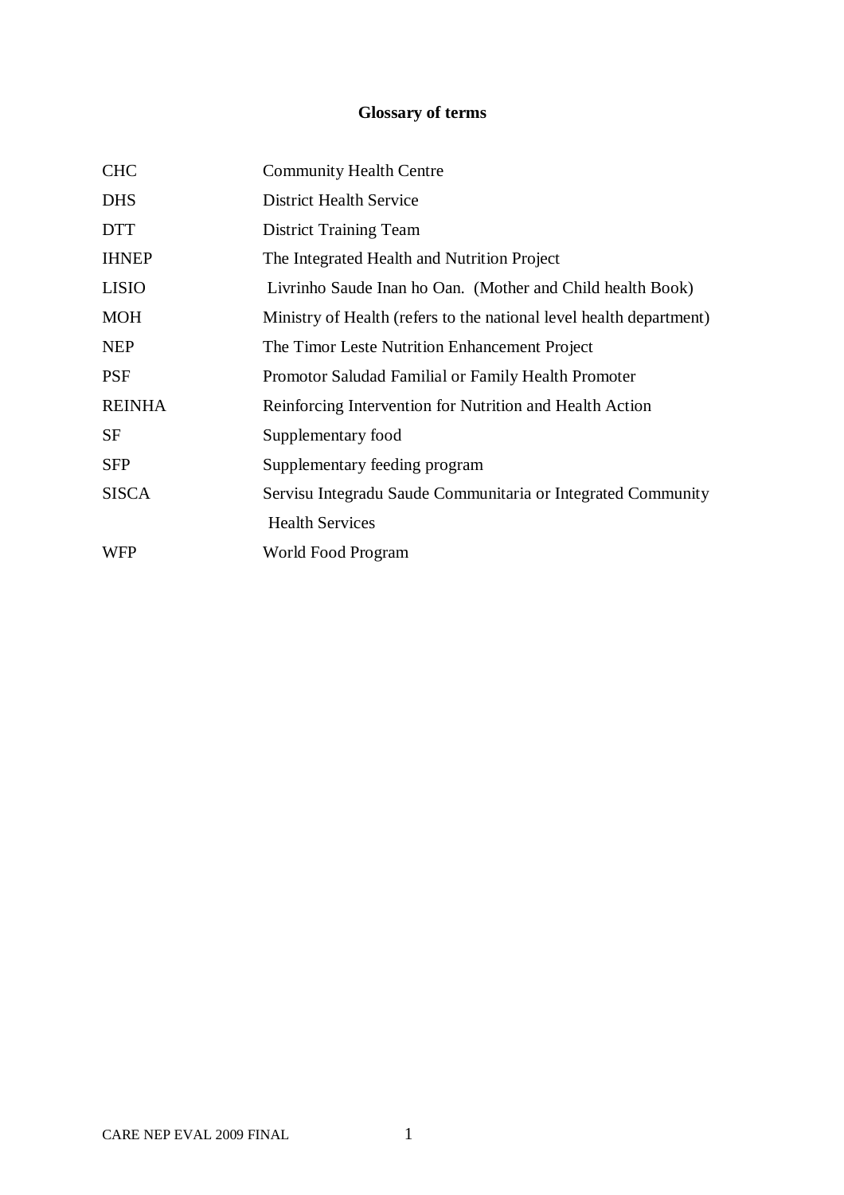# Glossary of terms

| | |
|---|---|
| CHC | Community Health Centre |
| DHS | District Health Service |
| DTT | District Training Team |
| IHNEP | The Integrated Health and Nutrition Project |
| LISIO | Livrinho Saude Inan ho Oan. (Mother and Child health Book) |
| MOH | Ministry of Health (refers to the national level health department) |
| NEP | The Timor Leste Nutrition Enhancement Project |
| PSF | Promotor Saludad Familial or Family Health Promoter |
| REINHA | Reinforcing Intervention for Nutrition and Health Action |
| SF | Supplementary food |
| SFP | Supplementary feeding program |
| SISCA | Servisu Integradu Saude Communitaria or Integrated Community Health Services |
| WFP | World Food Program |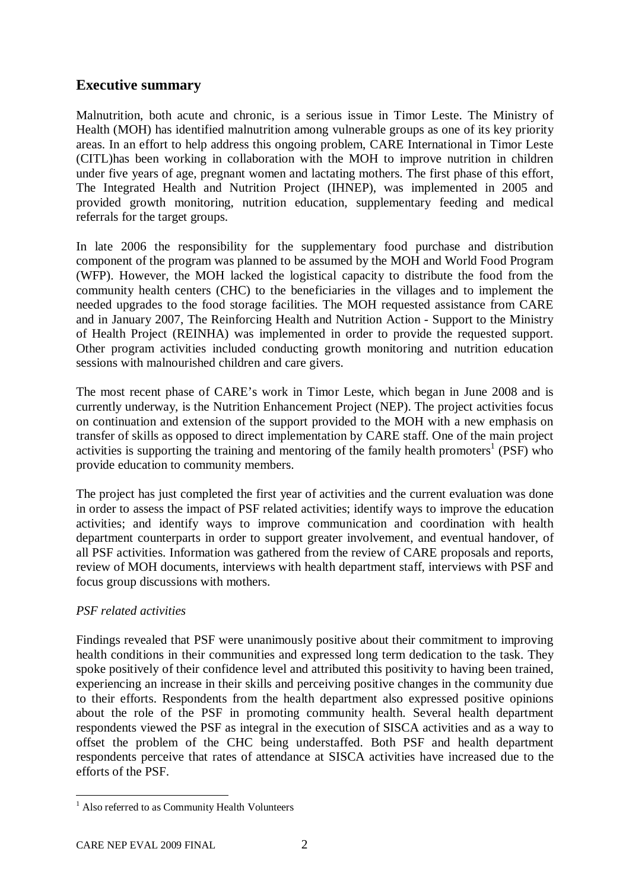## Executive summary

Malnutrition, both acute and chronic, is a serious issue in Timor Leste. The Ministry of Health (MOH) has identified malnutrition among vulnerable groups as one of its key priority areas. In an effort to help address this ongoing problem, CARE International in Timor Leste (CITL)has been working in collaboration with the MOH to improve nutrition in children under five years of age, pregnant women and lactating mothers. The first phase of this effort, The Integrated Health and Nutrition Project (IHNEP), was implemented in 2005 and provided growth monitoring, nutrition education, supplementary feeding and medical referrals for the target groups.

In late 2006 the responsibility for the supplementary food purchase and distribution component of the program was planned to be assumed by the MOH and World Food Program (WFP). However, the MOH lacked the logistical capacity to distribute the food from the community health centers (CHC) to the beneficiaries in the villages and to implement the needed upgrades to the food storage facilities. The MOH requested assistance from CARE and in January 2007, The Reinforcing Health and Nutrition Action - Support to the Ministry of Health Project (REINHA) was implemented in order to provide the requested support. Other program activities included conducting growth monitoring and nutrition education sessions with malnourished children and care givers.

The most recent phase of CARE's work in Timor Leste, which began in June 2008 and is currently underway, is the Nutrition Enhancement Project (NEP). The project activities focus on continuation and extension of the support provided to the MOH with a new emphasis on transfer of skills as opposed to direct implementation by CARE staff. One of the main project activities is supporting the training and mentoring of the family health promoters[1] (PSF) who provide education to community members.

The project has just completed the first year of activities and the current evaluation was done in order to assess the impact of PSF related activities; identify ways to improve the education activities; and identify ways to improve communication and coordination with health department counterparts in order to support greater involvement, and eventual handover, of all PSF activities. Information was gathered from the review of CARE proposals and reports, review of MOH documents, interviews with health department staff, interviews with PSF and focus group discussions with mothers.

*PSF related activities*

Findings revealed that PSF were unanimously positive about their commitment to improving health conditions in their communities and expressed long term dedication to the task. They spoke positively of their confidence level and attributed this positivity to having been trained, experiencing an increase in their skills and perceiving positive changes in the community due to their efforts. Respondents from the health department also expressed positive opinions about the role of the PSF in promoting community health. Several health department respondents viewed the PSF as integral in the execution of SISCA activities and as a way to offset the problem of the CHC being understaffed. Both PSF and health department respondents perceive that rates of attendance at SISCA activities have increased due to the efforts of the PSF.

[1] Also referred to as Community Health Volunteers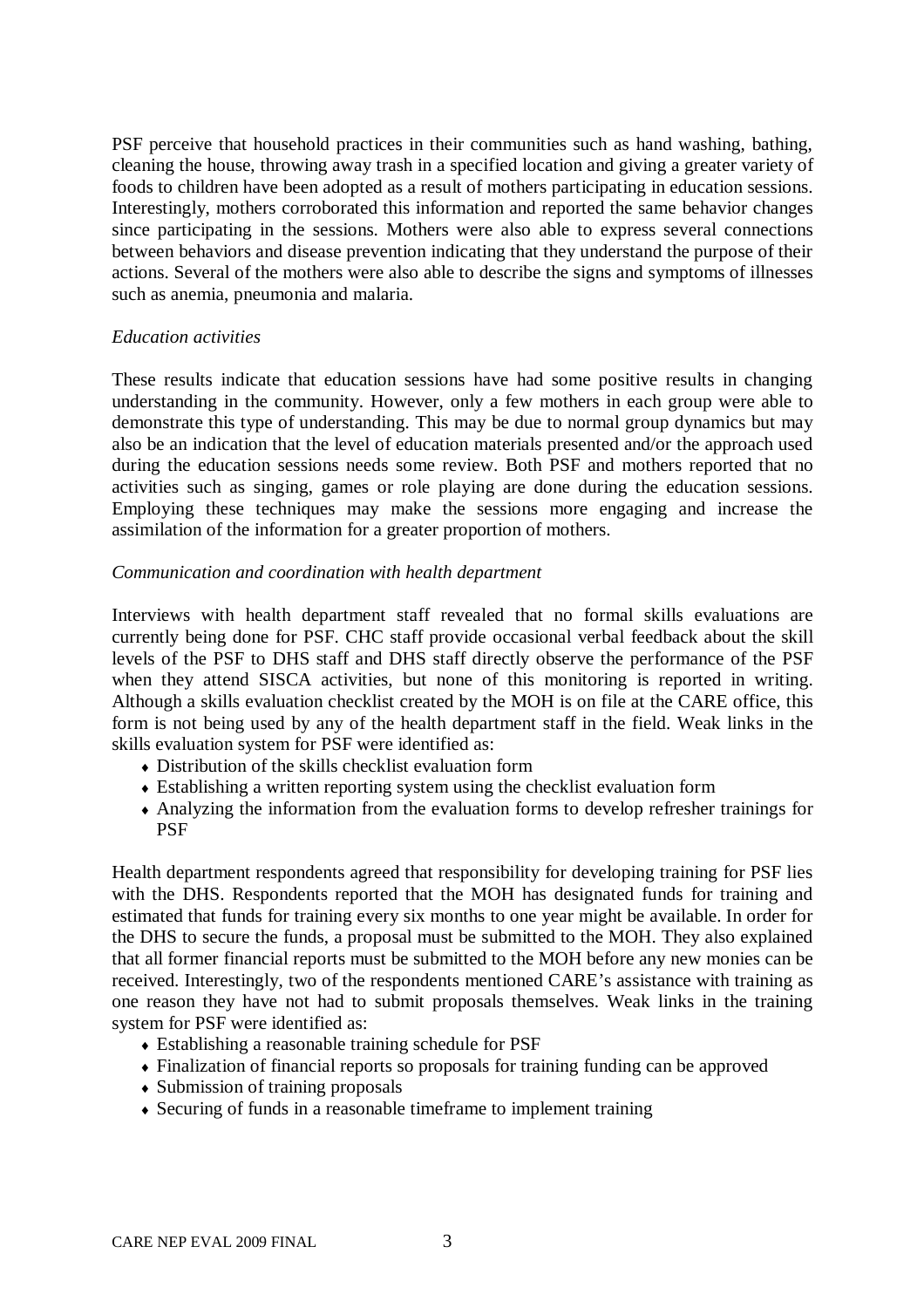PSF perceive that household practices in their communities such as hand washing, bathing, cleaning the house, throwing away trash in a specified location and giving a greater variety of foods to children have been adopted as a result of mothers participating in education sessions. Interestingly, mothers corroborated this information and reported the same behavior changes since participating in the sessions. Mothers were also able to express several connections between behaviors and disease prevention indicating that they understand the purpose of their actions. Several of the mothers were also able to describe the signs and symptoms of illnesses such as anemia, pneumonia and malaria.

*Education activities*

These results indicate that education sessions have had some positive results in changing understanding in the community. However, only a few mothers in each group were able to demonstrate this type of understanding. This may be due to normal group dynamics but may also be an indication that the level of education materials presented and/or the approach used during the education sessions needs some review. Both PSF and mothers reported that no activities such as singing, games or role playing are done during the education sessions. Employing these techniques may make the sessions more engaging and increase the assimilation of the information for a greater proportion of mothers.

*Communication and coordination with health department*

Interviews with health department staff revealed that no formal skills evaluations are currently being done for PSF. CHC staff provide occasional verbal feedback about the skill levels of the PSF to DHS staff and DHS staff directly observe the performance of the PSF when they attend SISCA activities, but none of this monitoring is reported in writing. Although a skills evaluation checklist created by the MOH is on file at the CARE office, this form is not being used by any of the health department staff in the field. Weak links in the skills evaluation system for PSF were identified as:

- Distribution of the skills checklist evaluation form
- Establishing a written reporting system using the checklist evaluation form
- Analyzing the information from the evaluation forms to develop refresher trainings for PSF

Health department respondents agreed that responsibility for developing training for PSF lies with the DHS. Respondents reported that the MOH has designated funds for training and estimated that funds for training every six months to one year might be available. In order for the DHS to secure the funds, a proposal must be submitted to the MOH. They also explained that all former financial reports must be submitted to the MOH before any new monies can be received. Interestingly, two of the respondents mentioned CARE's assistance with training as one reason they have not had to submit proposals themselves. Weak links in the training system for PSF were identified as:

- Establishing a reasonable training schedule for PSF
- Finalization of financial reports so proposals for training funding can be approved
- Submission of training proposals
- Securing of funds in a reasonable timeframe to implement training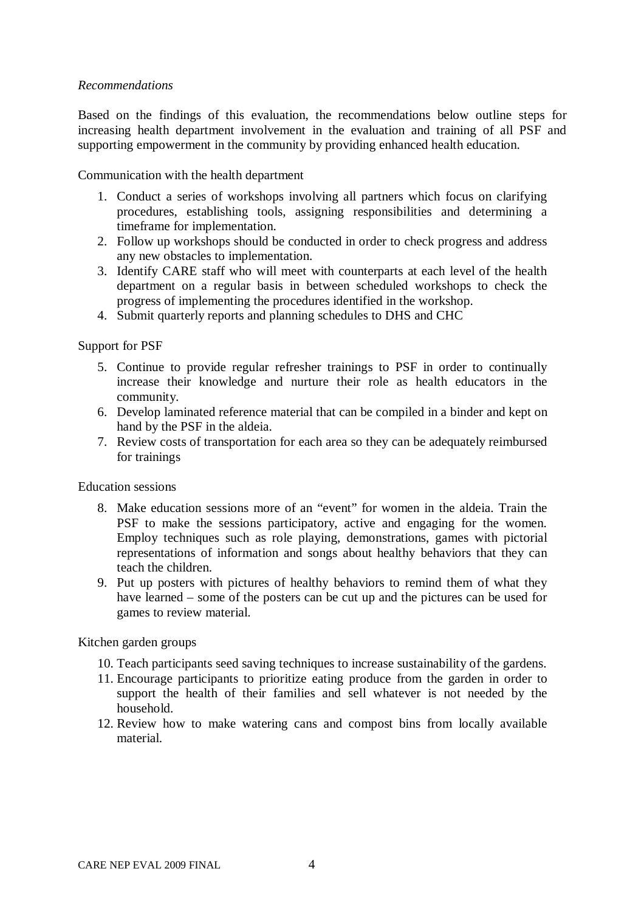*Recommendations*

Based on the findings of this evaluation, the recommendations below outline steps for increasing health department involvement in the evaluation and training of all PSF and supporting empowerment in the community by providing enhanced health education.

Communication with the health department

1. Conduct a series of workshops involving all partners which focus on clarifying procedures, establishing tools, assigning responsibilities and determining a timeframe for implementation.
2. Follow up workshops should be conducted in order to check progress and address any new obstacles to implementation.
3. Identify CARE staff who will meet with counterparts at each level of the health department on a regular basis in between scheduled workshops to check the progress of implementing the procedures identified in the workshop.
4. Submit quarterly reports and planning schedules to DHS and CHC

Support for PSF

5. Continue to provide regular refresher trainings to PSF in order to continually increase their knowledge and nurture their role as health educators in the community.
6. Develop laminated reference material that can be compiled in a binder and kept on hand by the PSF in the aldeia.
7. Review costs of transportation for each area so they can be adequately reimbursed for trainings

Education sessions

8. Make education sessions more of an "event" for women in the aldeia. Train the PSF to make the sessions participatory, active and engaging for the women. Employ techniques such as role playing, demonstrations, games with pictorial representations of information and songs about healthy behaviors that they can teach the children.
9. Put up posters with pictures of healthy behaviors to remind them of what they have learned – some of the posters can be cut up and the pictures can be used for games to review material.

Kitchen garden groups

10. Teach participants seed saving techniques to increase sustainability of the gardens.
11. Encourage participants to prioritize eating produce from the garden in order to support the health of their families and sell whatever is not needed by the household.
12. Review how to make watering cans and compost bins from locally available material.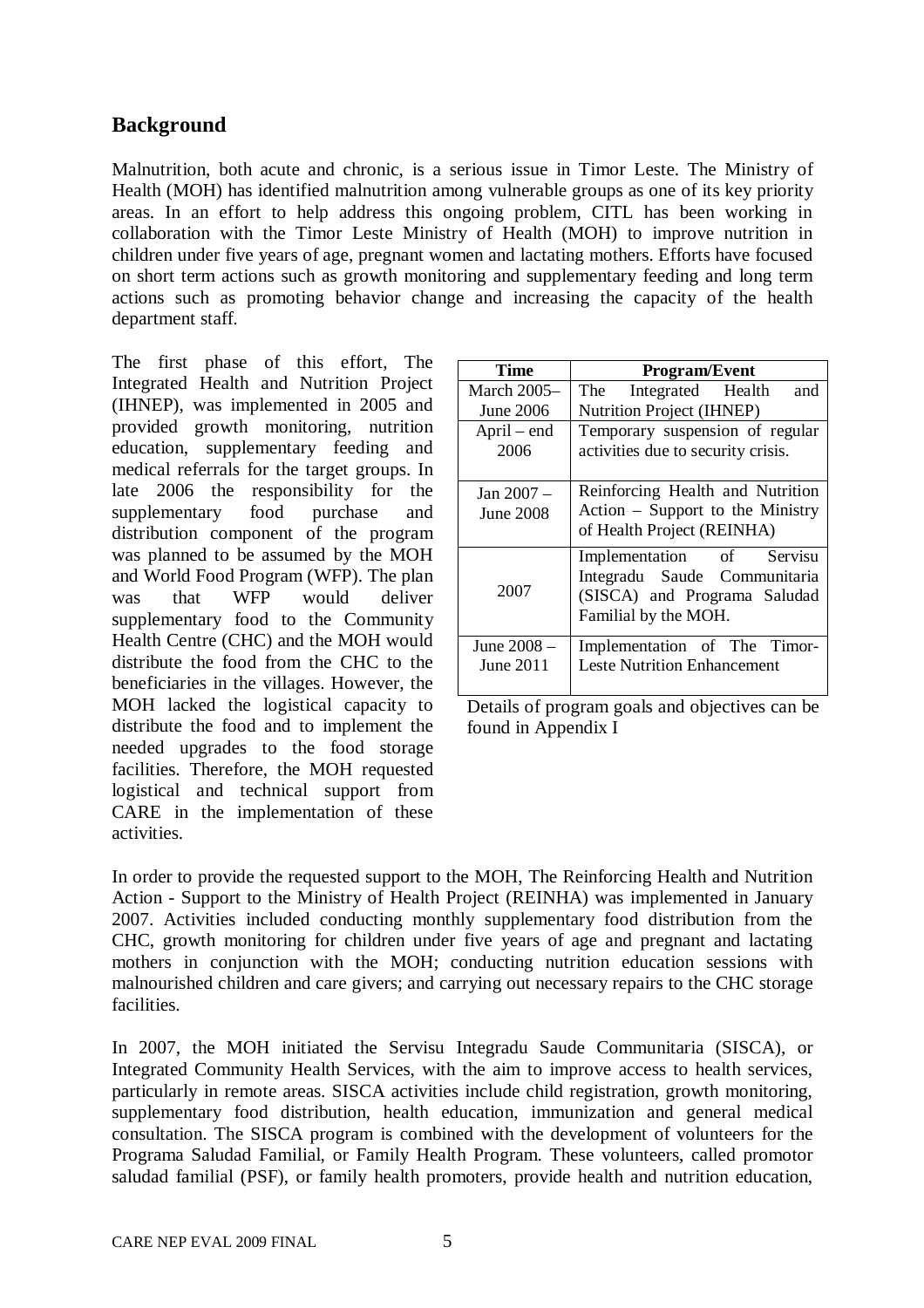## Background

Malnutrition, both acute and chronic, is a serious issue in Timor Leste. The Ministry of Health (MOH) has identified malnutrition among vulnerable groups as one of its key priority areas. In an effort to help address this ongoing problem, CITL has been working in collaboration with the Timor Leste Ministry of Health (MOH) to improve nutrition in children under five years of age, pregnant women and lactating mothers. Efforts have focused on short term actions such as growth monitoring and supplementary feeding and long term actions such as promoting behavior change and increasing the capacity of the health department staff.

The first phase of this effort, The Integrated Health and Nutrition Project (IHNEP), was implemented in 2005 and provided growth monitoring, nutrition education, supplementary feeding and medical referrals for the target groups. In late 2006 the responsibility for the supplementary food purchase and distribution component of the program was planned to be assumed by the MOH and World Food Program (WFP). The plan was that WFP would deliver supplementary food to the Community Health Centre (CHC) and the MOH would distribute the food from the CHC to the beneficiaries in the villages. However, the MOH lacked the logistical capacity to distribute the food and to implement the needed upgrades to the food storage facilities. Therefore, the MOH requested logistical and technical support from CARE in the implementation of these activities.

| Time | Program/Event |
|---|---|
| March 2005– June 2006 | The Integrated Health and Nutrition Project (IHNEP) |
| April – end 2006 | Temporary suspension of regular activities due to security crisis. |
| Jan 2007 – June 2008 | Reinforcing Health and Nutrition Action – Support to the Ministry of Health Project (REINHA) |
| 2007 | Implementation of Servisu Integradu Saude Communitaria (SISCA) and Programa Saludad Familial by the MOH. |
| June 2008 – June 2011 | Implementation of The Timor-Leste Nutrition Enhancement |

Details of program goals and objectives can be found in Appendix I

In order to provide the requested support to the MOH, The Reinforcing Health and Nutrition Action - Support to the Ministry of Health Project (REINHA) was implemented in January 2007. Activities included conducting monthly supplementary food distribution from the CHC, growth monitoring for children under five years of age and pregnant and lactating mothers in conjunction with the MOH; conducting nutrition education sessions with malnourished children and care givers; and carrying out necessary repairs to the CHC storage facilities.

In 2007, the MOH initiated the Servisu Integradu Saude Communitaria (SISCA), or Integrated Community Health Services, with the aim to improve access to health services, particularly in remote areas. SISCA activities include child registration, growth monitoring, supplementary food distribution, health education, immunization and general medical consultation. The SISCA program is combined with the development of volunteers for the Programa Saludad Familial, or Family Health Program. These volunteers, called promotor saludad familial (PSF), or family health promoters, provide health and nutrition education,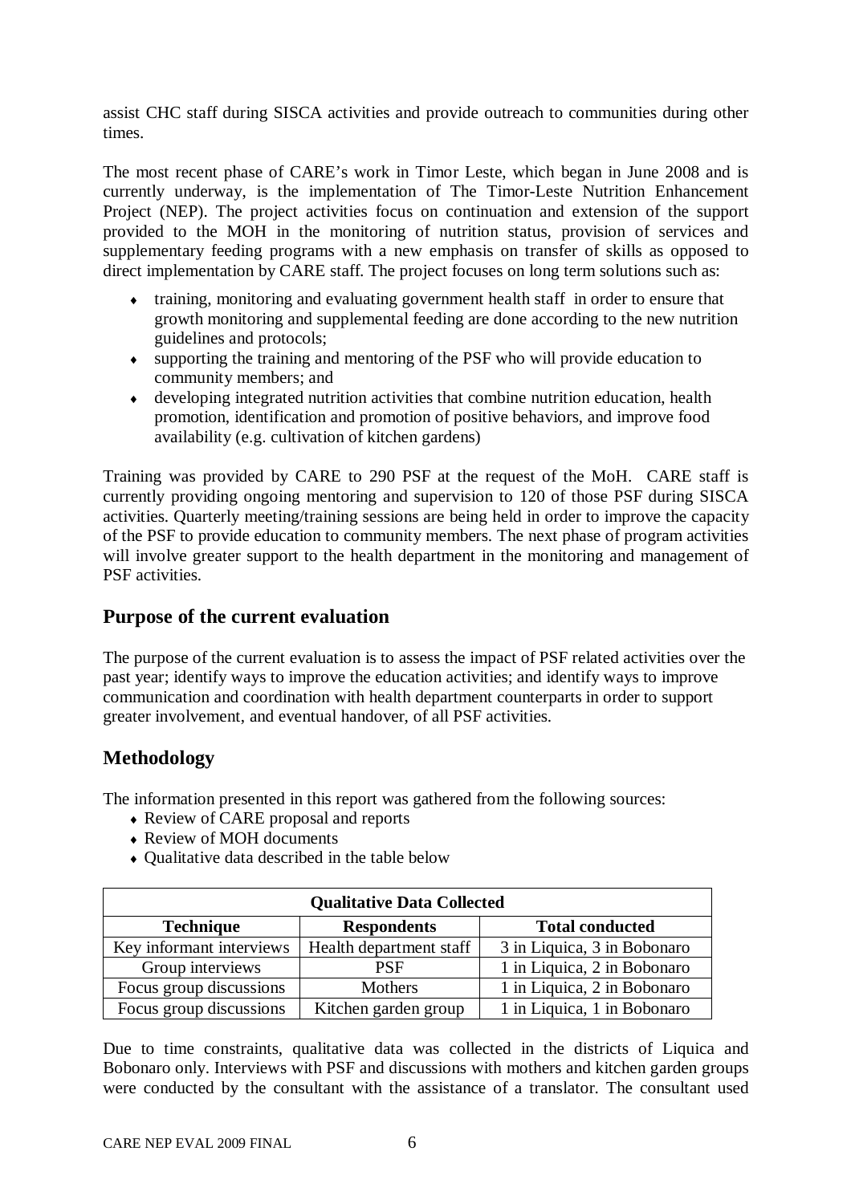assist CHC staff during SISCA activities and provide outreach to communities during other times.

The most recent phase of CARE's work in Timor Leste, which began in June 2008 and is currently underway, is the implementation of The Timor-Leste Nutrition Enhancement Project (NEP). The project activities focus on continuation and extension of the support provided to the MOH in the monitoring of nutrition status, provision of services and supplementary feeding programs with a new emphasis on transfer of skills as opposed to direct implementation by CARE staff. The project focuses on long term solutions such as:

- training, monitoring and evaluating government health staff in order to ensure that growth monitoring and supplemental feeding are done according to the new nutrition guidelines and protocols;
- supporting the training and mentoring of the PSF who will provide education to community members; and
- developing integrated nutrition activities that combine nutrition education, health promotion, identification and promotion of positive behaviors, and improve food availability (e.g. cultivation of kitchen gardens)

Training was provided by CARE to 290 PSF at the request of the MoH. CARE staff is currently providing ongoing mentoring and supervision to 120 of those PSF during SISCA activities. Quarterly meeting/training sessions are being held in order to improve the capacity of the PSF to provide education to community members. The next phase of program activities will involve greater support to the health department in the monitoring and management of PSF activities.

## Purpose of the current evaluation

The purpose of the current evaluation is to assess the impact of PSF related activities over the past year; identify ways to improve the education activities; and identify ways to improve communication and coordination with health department counterparts in order to support greater involvement, and eventual handover, of all PSF activities.

## Methodology

The information presented in this report was gathered from the following sources:

- Review of CARE proposal and reports
- Review of MOH documents
- Qualitative data described in the table below

| Qualitative Data Collected | | |
|---|---|---|
| **Technique** | **Respondents** | **Total conducted** |
| Key informant interviews | Health department staff | 3 in Liquica, 3 in Bobonaro |
| Group interviews | PSF | 1 in Liquica, 2 in Bobonaro |
| Focus group discussions | Mothers | 1 in Liquica, 2 in Bobonaro |
| Focus group discussions | Kitchen garden group | 1 in Liquica, 1 in Bobonaro |

Due to time constraints, qualitative data was collected in the districts of Liquica and Bobonaro only. Interviews with PSF and discussions with mothers and kitchen garden groups were conducted by the consultant with the assistance of a translator. The consultant used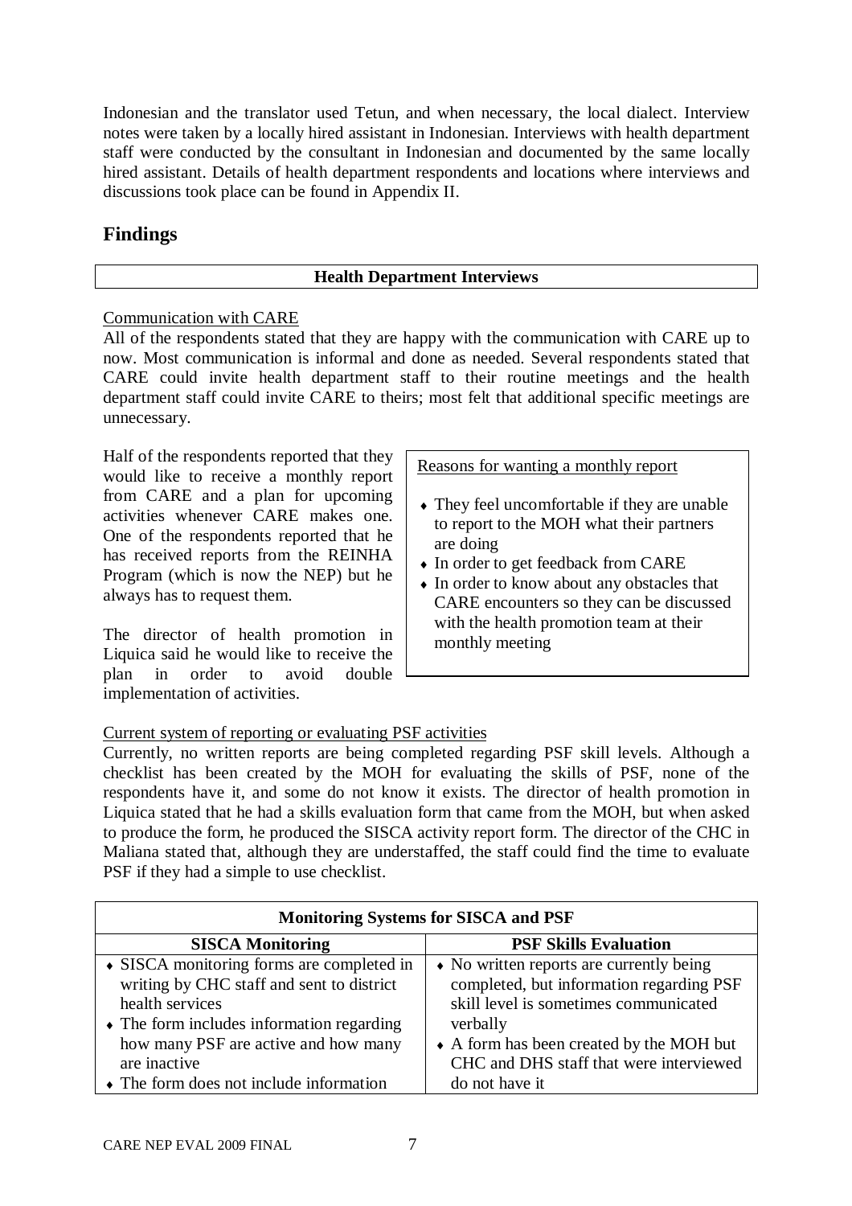Indonesian and the translator used Tetun, and when necessary, the local dialect. Interview notes were taken by a locally hired assistant in Indonesian. Interviews with health department staff were conducted by the consultant in Indonesian and documented by the same locally hired assistant. Details of health department respondents and locations where interviews and discussions took place can be found in Appendix II.

## Findings

### Health Department Interviews

Communication with CARE

All of the respondents stated that they are happy with the communication with CARE up to now. Most communication is informal and done as needed. Several respondents stated that CARE could invite health department staff to their routine meetings and the health department staff could invite CARE to theirs; most felt that additional specific meetings are unnecessary.

Half of the respondents reported that they would like to receive a monthly report from CARE and a plan for upcoming activities whenever CARE makes one. One of the respondents reported that he has received reports from the REINHA Program (which is now the NEP) but he always has to request them.

The director of health promotion in Liquica said he would like to receive the plan in order to avoid double implementation of activities.

> Reasons for wanting a monthly report
>
> - They feel uncomfortable if they are unable to report to the MOH what their partners are doing
> - In order to get feedback from CARE
> - In order to know about any obstacles that CARE encounters so they can be discussed with the health promotion team at their monthly meeting

Current system of reporting or evaluating PSF activities

Currently, no written reports are being completed regarding PSF skill levels. Although a checklist has been created by the MOH for evaluating the skills of PSF, none of the respondents have it, and some do not know it exists. The director of health promotion in Liquica stated that he had a skills evaluation form that came from the MOH, but when asked to produce the form, he produced the SISCA activity report form. The director of the CHC in Maliana stated that, although they are understaffed, the staff could find the time to evaluate PSF if they had a simple to use checklist.

| Monitoring Systems for SISCA and PSF | |
|---|---|
| **SISCA Monitoring** | **PSF Skills Evaluation** |
| - SISCA monitoring forms are completed in writing by CHC staff and sent to district health services<br>- The form includes information regarding how many PSF are active and how many are inactive<br>- The form does not include information | - No written reports are currently being completed, but information regarding PSF skill level is sometimes communicated verbally<br>- A form has been created by the MOH but CHC and DHS staff that were interviewed do not have it |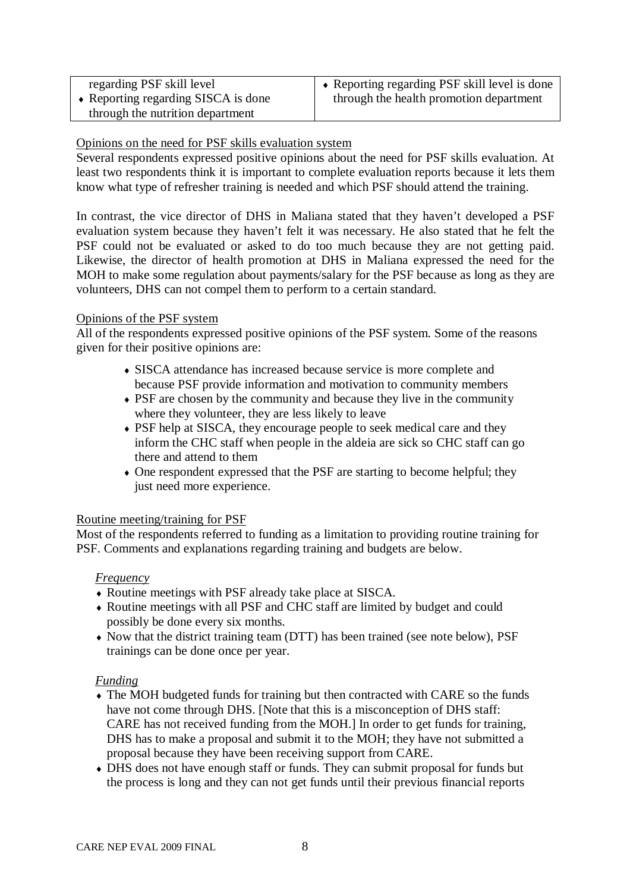| regarding PSF skill level<br>♦ Reporting regarding SISCA is done through the nutrition department | ♦ Reporting regarding PSF skill level is done through the health promotion department |
|---|---|

Opinions on the need for PSF skills evaluation system

Several respondents expressed positive opinions about the need for PSF skills evaluation. At least two respondents think it is important to complete evaluation reports because it lets them know what type of refresher training is needed and which PSF should attend the training.

In contrast, the vice director of DHS in Maliana stated that they haven't developed a PSF evaluation system because they haven't felt it was necessary. He also stated that he felt the PSF could not be evaluated or asked to do too much because they are not getting paid. Likewise, the director of health promotion at DHS in Maliana expressed the need for the MOH to make some regulation about payments/salary for the PSF because as long as they are volunteers, DHS can not compel them to perform to a certain standard.

Opinions of the PSF system

All of the respondents expressed positive opinions of the PSF system. Some of the reasons given for their positive opinions are:

- SISCA attendance has increased because service is more complete and because PSF provide information and motivation to community members
- PSF are chosen by the community and because they live in the community where they volunteer, they are less likely to leave
- PSF help at SISCA, they encourage people to seek medical care and they inform the CHC staff when people in the aldeia are sick so CHC staff can go there and attend to them
- One respondent expressed that the PSF are starting to become helpful; they just need more experience.

Routine meeting/training for PSF

Most of the respondents referred to funding as a limitation to providing routine training for PSF. Comments and explanations regarding training and budgets are below.

*Frequency*

- Routine meetings with PSF already take place at SISCA.
- Routine meetings with all PSF and CHC staff are limited by budget and could possibly be done every six months.
- Now that the district training team (DTT) has been trained (see note below), PSF trainings can be done once per year.

*Funding*

- The MOH budgeted funds for training but then contracted with CARE so the funds have not come through DHS. [Note that this is a misconception of DHS staff: CARE has not received funding from the MOH.] In order to get funds for training, DHS has to make a proposal and submit it to the MOH; they have not submitted a proposal because they have been receiving support from CARE.
- DHS does not have enough staff or funds. They can submit proposal for funds but the process is long and they can not get funds until their previous financial reports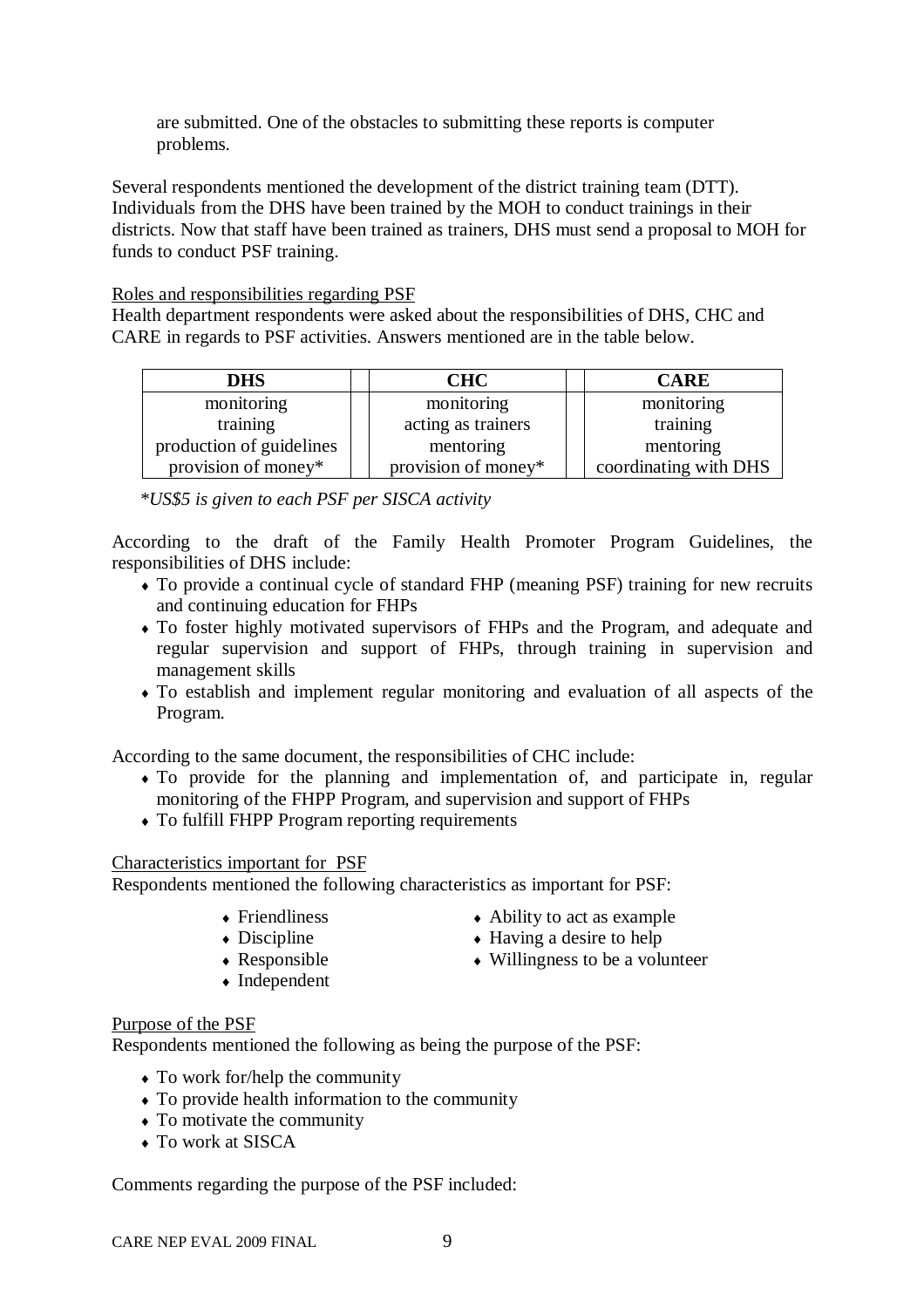are submitted. One of the obstacles to submitting these reports is computer problems.

Several respondents mentioned the development of the district training team (DTT). Individuals from the DHS have been trained by the MOH to conduct trainings in their districts. Now that staff have been trained as trainers, DHS must send a proposal to MOH for funds to conduct PSF training.

Roles and responsibilities regarding PSF

Health department respondents were asked about the responsibilities of DHS, CHC and CARE in regards to PSF activities. Answers mentioned are in the table below.

| DHS | CHC | CARE |
| --- | --- | --- |
| monitoring | monitoring | monitoring |
| training | acting as trainers | training |
| production of guidelines | mentoring | mentoring |
| provision of money* | provision of money* | coordinating with DHS |

*\*US$5 is given to each PSF per SISCA activity*

According to the draft of the Family Health Promoter Program Guidelines, the responsibilities of DHS include:

- To provide a continual cycle of standard FHP (meaning PSF) training for new recruits and continuing education for FHPs
- To foster highly motivated supervisors of FHPs and the Program, and adequate and regular supervision and support of FHPs, through training in supervision and management skills
- To establish and implement regular monitoring and evaluation of all aspects of the Program.

According to the same document, the responsibilities of CHC include:

- To provide for the planning and implementation of, and participate in, regular monitoring of the FHPP Program, and supervision and support of FHPs
- To fulfill FHPP Program reporting requirements

Characteristics important for PSF

Respondents mentioned the following characteristics as important for PSF:

- Friendliness
- Discipline
- Responsible
- Independent
- Ability to act as example
- Having a desire to help
- Willingness to be a volunteer

Purpose of the PSF

Respondents mentioned the following as being the purpose of the PSF:

- To work for/help the community
- To provide health information to the community
- To motivate the community
- To work at SISCA

Comments regarding the purpose of the PSF included: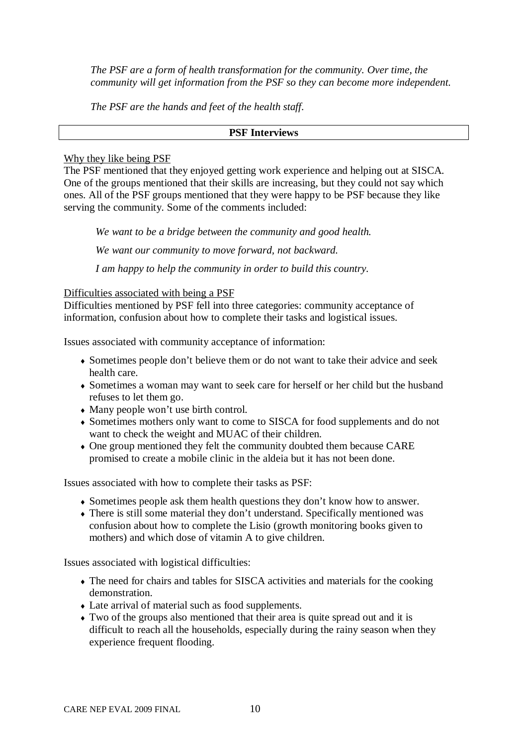*The PSF are a form of health transformation for the community. Over time, the community will get information from the PSF so they can become more independent.*

*The PSF are the hands and feet of the health staff.*

**PSF Interviews**

Why they like being PSF

The PSF mentioned that they enjoyed getting work experience and helping out at SISCA. One of the groups mentioned that their skills are increasing, but they could not say which ones. All of the PSF groups mentioned that they were happy to be PSF because they like serving the community. Some of the comments included:

*We want to be a bridge between the community and good health.*

*We want our community to move forward, not backward.*

*I am happy to help the community in order to build this country.*

Difficulties associated with being a PSF

Difficulties mentioned by PSF fell into three categories: community acceptance of information, confusion about how to complete their tasks and logistical issues.

Issues associated with community acceptance of information:

- Sometimes people don't believe them or do not want to take their advice and seek health care.
- Sometimes a woman may want to seek care for herself or her child but the husband refuses to let them go.
- Many people won't use birth control.
- Sometimes mothers only want to come to SISCA for food supplements and do not want to check the weight and MUAC of their children.
- One group mentioned they felt the community doubted them because CARE promised to create a mobile clinic in the aldeia but it has not been done.

Issues associated with how to complete their tasks as PSF:

- Sometimes people ask them health questions they don't know how to answer.
- There is still some material they don't understand. Specifically mentioned was confusion about how to complete the Lisio (growth monitoring books given to mothers) and which dose of vitamin A to give children.

Issues associated with logistical difficulties:

- The need for chairs and tables for SISCA activities and materials for the cooking demonstration.
- Late arrival of material such as food supplements.
- Two of the groups also mentioned that their area is quite spread out and it is difficult to reach all the households, especially during the rainy season when they experience frequent flooding.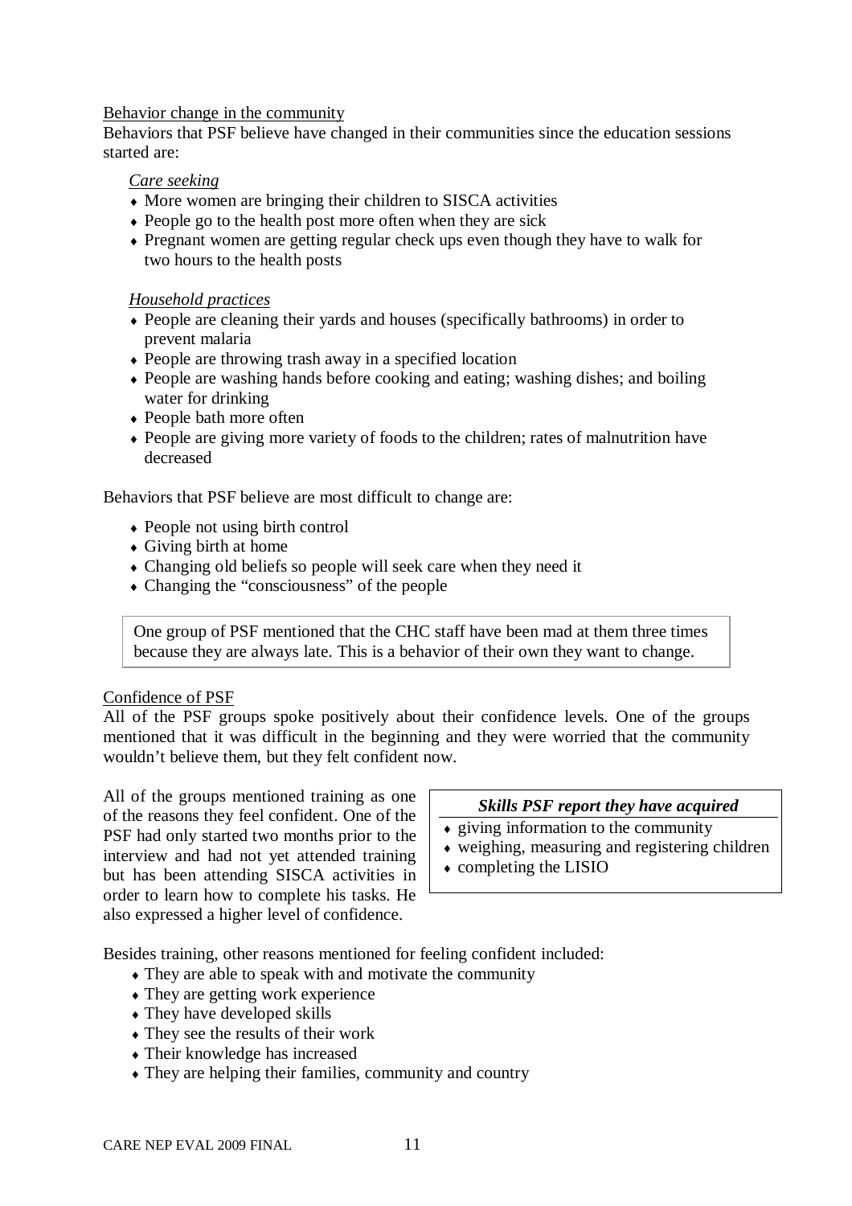Behavior change in the community

Behaviors that PSF believe have changed in their communities since the education sessions started are:

*Care seeking*

- More women are bringing their children to SISCA activities
- People go to the health post more often when they are sick
- Pregnant women are getting regular check ups even though they have to walk for two hours to the health posts

*Household practices*

- People are cleaning their yards and houses (specifically bathrooms) in order to prevent malaria
- People are throwing trash away in a specified location
- People are washing hands before cooking and eating; washing dishes; and boiling water for drinking
- People bath more often
- People are giving more variety of foods to the children; rates of malnutrition have decreased

Behaviors that PSF believe are most difficult to change are:

- People not using birth control
- Giving birth at home
- Changing old beliefs so people will seek care when they need it
- Changing the "consciousness" of the people

> One group of PSF mentioned that the CHC staff have been mad at them three times because they are always late. This is a behavior of their own they want to change.

Confidence of PSF

All of the PSF groups spoke positively about their confidence levels. One of the groups mentioned that it was difficult in the beginning and they were worried that the community wouldn't believe them, but they felt confident now.

All of the groups mentioned training as one of the reasons they feel confident. One of the PSF had only started two months prior to the interview and had not yet attended training but has been attending SISCA activities in order to learn how to complete his tasks. He also expressed a higher level of confidence.

> ***Skills PSF report they have acquired***
>
> - giving information to the community
> - weighing, measuring and registering children
> - completing the LISIO

Besides training, other reasons mentioned for feeling confident included:

- They are able to speak with and motivate the community
- They are getting work experience
- They have developed skills
- They see the results of their work
- Their knowledge has increased
- They are helping their families, community and country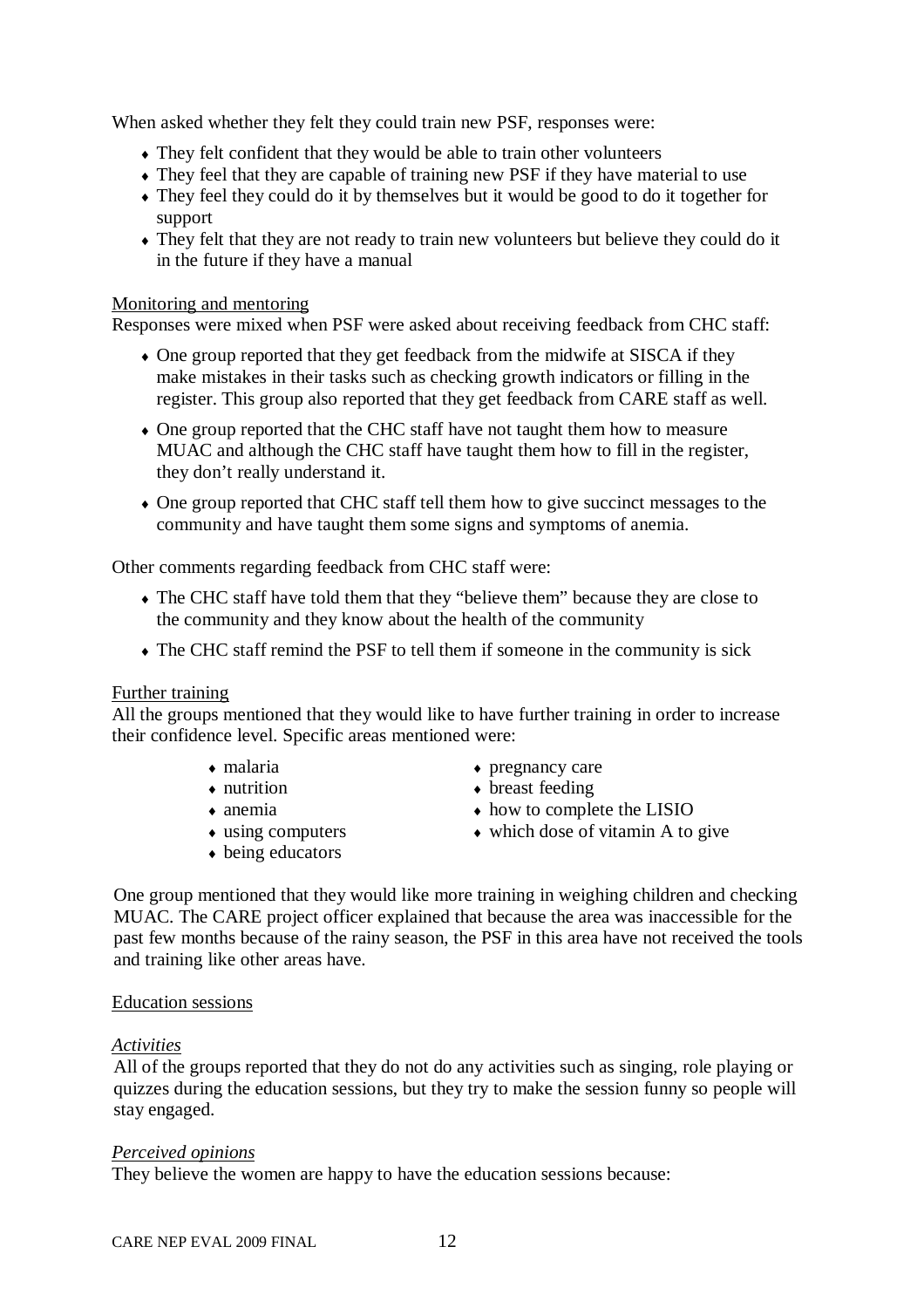When asked whether they felt they could train new PSF, responses were:

- They felt confident that they would be able to train other volunteers
- They feel that they are capable of training new PSF if they have material to use
- They feel they could do it by themselves but it would be good to do it together for support
- They felt that they are not ready to train new volunteers but believe they could do it in the future if they have a manual

Monitoring and mentoring

Responses were mixed when PSF were asked about receiving feedback from CHC staff:

- One group reported that they get feedback from the midwife at SISCA if they make mistakes in their tasks such as checking growth indicators or filling in the register. This group also reported that they get feedback from CARE staff as well.
- One group reported that the CHC staff have not taught them how to measure MUAC and although the CHC staff have taught them how to fill in the register, they don't really understand it.
- One group reported that CHC staff tell them how to give succinct messages to the community and have taught them some signs and symptoms of anemia.

Other comments regarding feedback from CHC staff were:

- The CHC staff have told them that they "believe them" because they are close to the community and they know about the health of the community
- The CHC staff remind the PSF to tell them if someone in the community is sick

Further training

All the groups mentioned that they would like to have further training in order to increase their confidence level. Specific areas mentioned were:

- malaria
- nutrition
- anemia
- using computers
- being educators
- pregnancy care
- breast feeding
- how to complete the LISIO
- which dose of vitamin A to give

One group mentioned that they would like more training in weighing children and checking MUAC. The CARE project officer explained that because the area was inaccessible for the past few months because of the rainy season, the PSF in this area have not received the tools and training like other areas have.

Education sessions

*Activities*

All of the groups reported that they do not do any activities such as singing, role playing or quizzes during the education sessions, but they try to make the session funny so people will stay engaged.

*Perceived opinions*

They believe the women are happy to have the education sessions because: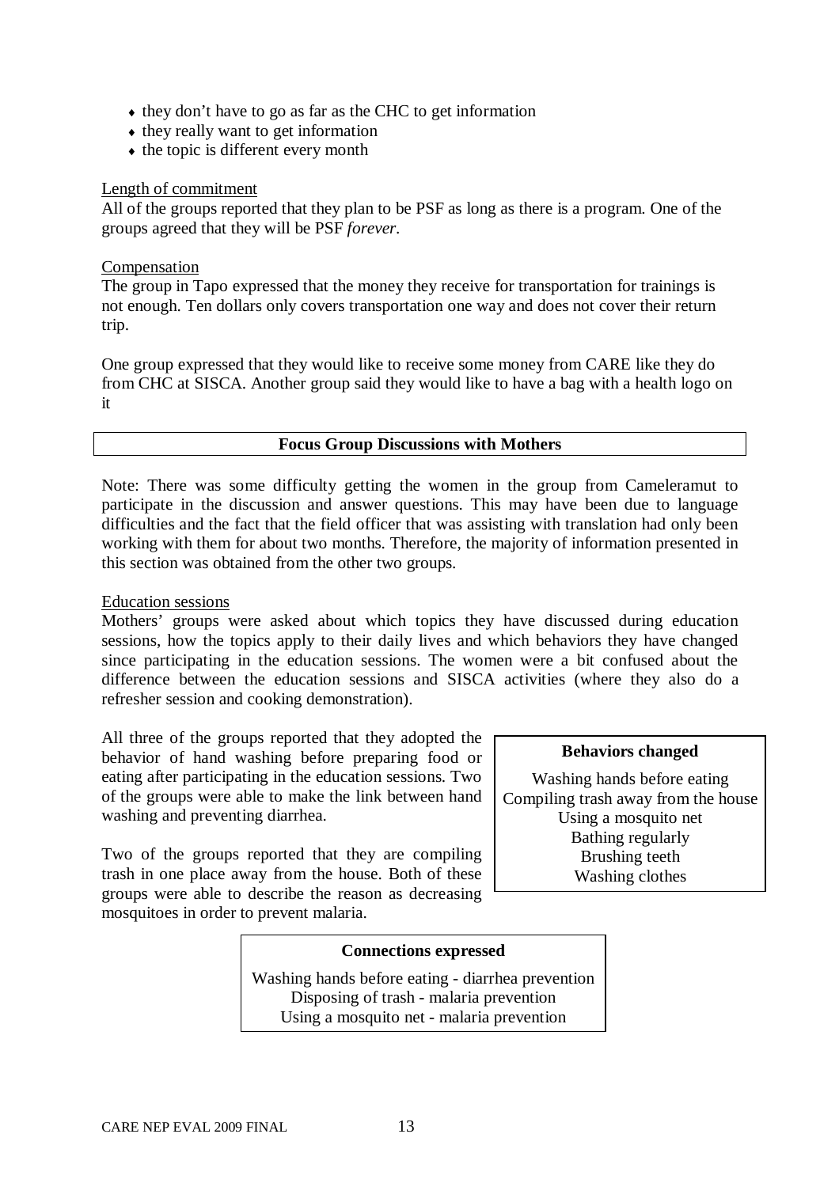- they don't have to go as far as the CHC to get information
- they really want to get information
- the topic is different every month

Length of commitment

All of the groups reported that they plan to be PSF as long as there is a program. One of the groups agreed that they will be PSF *forever*.

Compensation

The group in Tapo expressed that the money they receive for transportation for trainings is not enough. Ten dollars only covers transportation one way and does not cover their return trip.

One group expressed that they would like to receive some money from CARE like they do from CHC at SISCA. Another group said they would like to have a bag with a health logo on it

## Focus Group Discussions with Mothers

Note: There was some difficulty getting the women in the group from Cameleramut to participate in the discussion and answer questions. This may have been due to language difficulties and the fact that the field officer that was assisting with translation had only been working with them for about two months. Therefore, the majority of information presented in this section was obtained from the other two groups.

Education sessions

Mothers' groups were asked about which topics they have discussed during education sessions, how the topics apply to their daily lives and which behaviors they have changed since participating in the education sessions. The women were a bit confused about the difference between the education sessions and SISCA activities (where they also do a refresher session and cooking demonstration).

All three of the groups reported that they adopted the behavior of hand washing before preparing food or eating after participating in the education sessions. Two of the groups were able to make the link between hand washing and preventing diarrhea.

Two of the groups reported that they are compiling trash in one place away from the house. Both of these groups were able to describe the reason as decreasing mosquitoes in order to prevent malaria.

| **Behaviors changed** |
|---|
| Washing hands before eating |
| Compiling trash away from the house |
| Using a mosquito net |
| Bathing regularly |
| Brushing teeth |
| Washing clothes |

| **Connections expressed** |
|---|
| Washing hands before eating - diarrhea prevention |
| Disposing of trash - malaria prevention |
| Using a mosquito net - malaria prevention |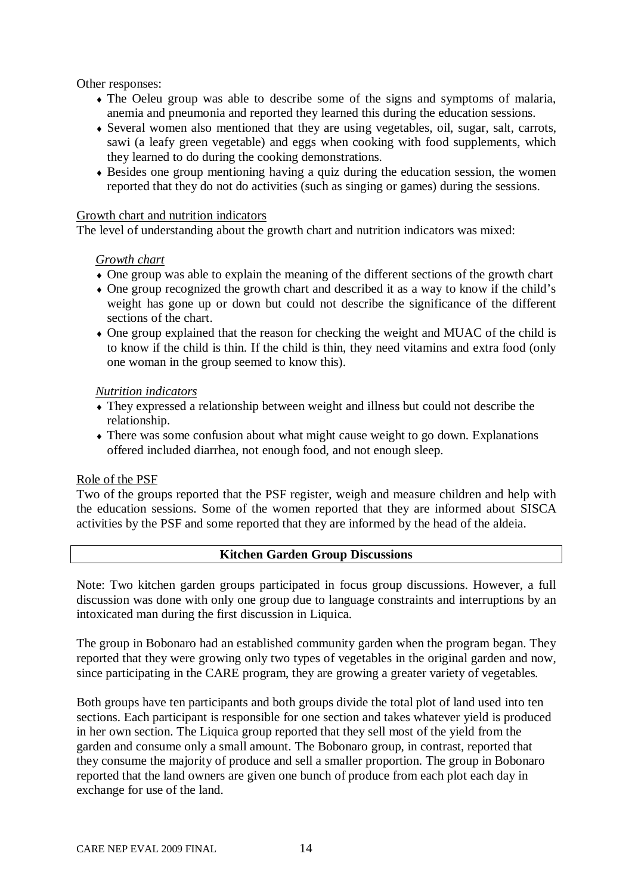Other responses:

- The Oeleu group was able to describe some of the signs and symptoms of malaria, anemia and pneumonia and reported they learned this during the education sessions.
- Several women also mentioned that they are using vegetables, oil, sugar, salt, carrots, sawi (a leafy green vegetable) and eggs when cooking with food supplements, which they learned to do during the cooking demonstrations.
- Besides one group mentioning having a quiz during the education session, the women reported that they do not do activities (such as singing or games) during the sessions.

Growth chart and nutrition indicators

The level of understanding about the growth chart and nutrition indicators was mixed:

*Growth chart*

- One group was able to explain the meaning of the different sections of the growth chart
- One group recognized the growth chart and described it as a way to know if the child's weight has gone up or down but could not describe the significance of the different sections of the chart.
- One group explained that the reason for checking the weight and MUAC of the child is to know if the child is thin. If the child is thin, they need vitamins and extra food (only one woman in the group seemed to know this).

*Nutrition indicators*

- They expressed a relationship between weight and illness but could not describe the relationship.
- There was some confusion about what might cause weight to go down. Explanations offered included diarrhea, not enough food, and not enough sleep.

Role of the PSF

Two of the groups reported that the PSF register, weigh and measure children and help with the education sessions. Some of the women reported that they are informed about SISCA activities by the PSF and some reported that they are informed by the head of the aldeia.

**Kitchen Garden Group Discussions**

Note: Two kitchen garden groups participated in focus group discussions. However, a full discussion was done with only one group due to language constraints and interruptions by an intoxicated man during the first discussion in Liquica.

The group in Bobonaro had an established community garden when the program began. They reported that they were growing only two types of vegetables in the original garden and now, since participating in the CARE program, they are growing a greater variety of vegetables.

Both groups have ten participants and both groups divide the total plot of land used into ten sections. Each participant is responsible for one section and takes whatever yield is produced in her own section. The Liquica group reported that they sell most of the yield from the garden and consume only a small amount. The Bobonaro group, in contrast, reported that they consume the majority of produce and sell a smaller proportion. The group in Bobonaro reported that the land owners are given one bunch of produce from each plot each day in exchange for use of the land.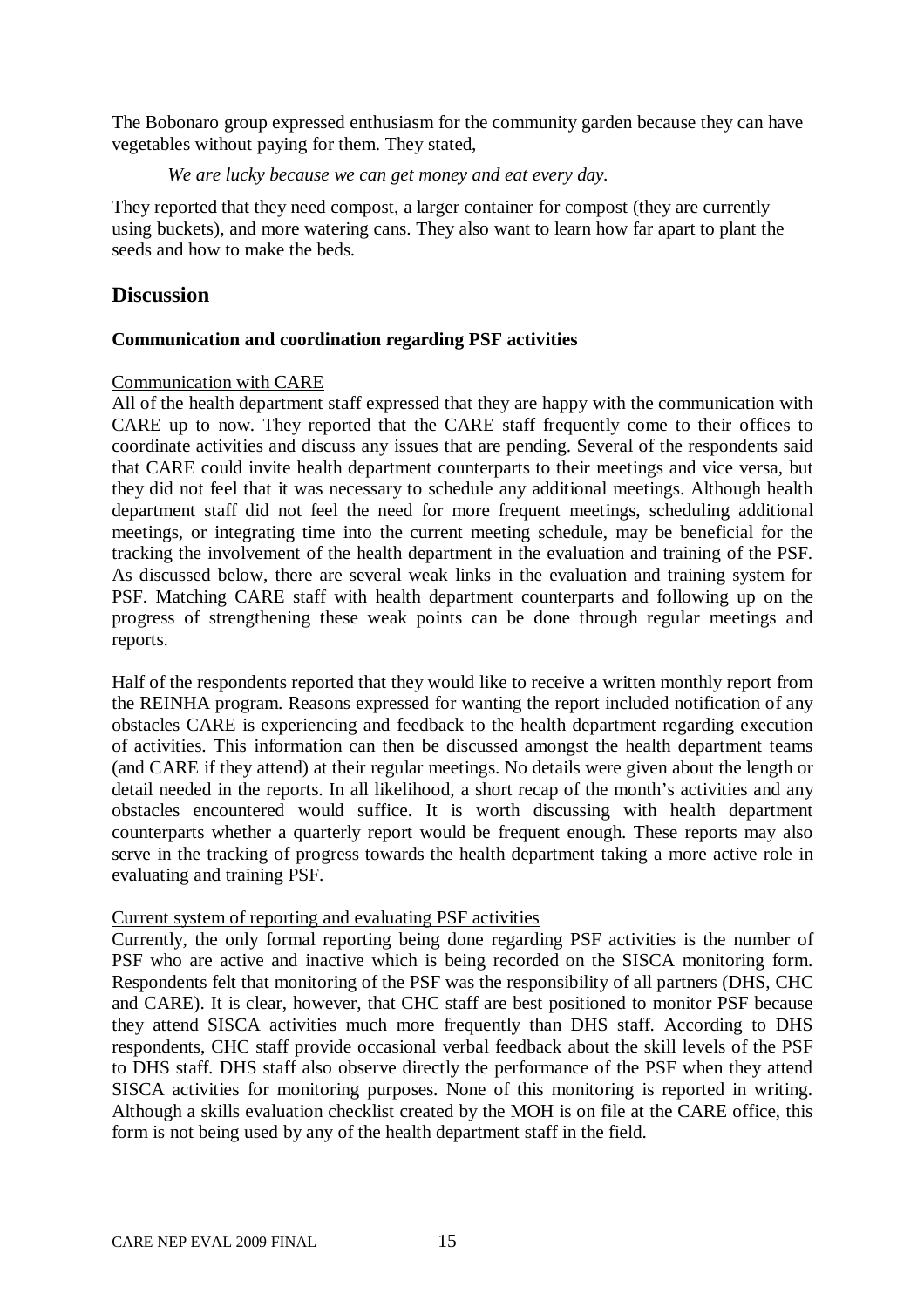The Bobonaro group expressed enthusiasm for the community garden because they can have vegetables without paying for them. They stated,

*We are lucky because we can get money and eat every day.*

They reported that they need compost, a larger container for compost (they are currently using buckets), and more watering cans. They also want to learn how far apart to plant the seeds and how to make the beds.

## Discussion

**Communication and coordination regarding PSF activities**

<u>Communication with CARE</u>

All of the health department staff expressed that they are happy with the communication with CARE up to now. They reported that the CARE staff frequently come to their offices to coordinate activities and discuss any issues that are pending. Several of the respondents said that CARE could invite health department counterparts to their meetings and vice versa, but they did not feel that it was necessary to schedule any additional meetings. Although health department staff did not feel the need for more frequent meetings, scheduling additional meetings, or integrating time into the current meeting schedule, may be beneficial for the tracking the involvement of the health department in the evaluation and training of the PSF. As discussed below, there are several weak links in the evaluation and training system for PSF. Matching CARE staff with health department counterparts and following up on the progress of strengthening these weak points can be done through regular meetings and reports.

Half of the respondents reported that they would like to receive a written monthly report from the REINHA program. Reasons expressed for wanting the report included notification of any obstacles CARE is experiencing and feedback to the health department regarding execution of activities. This information can then be discussed amongst the health department teams (and CARE if they attend) at their regular meetings. No details were given about the length or detail needed in the reports. In all likelihood, a short recap of the month's activities and any obstacles encountered would suffice. It is worth discussing with health department counterparts whether a quarterly report would be frequent enough. These reports may also serve in the tracking of progress towards the health department taking a more active role in evaluating and training PSF.

<u>Current system of reporting and evaluating PSF activities</u>

Currently, the only formal reporting being done regarding PSF activities is the number of PSF who are active and inactive which is being recorded on the SISCA monitoring form. Respondents felt that monitoring of the PSF was the responsibility of all partners (DHS, CHC and CARE). It is clear, however, that CHC staff are best positioned to monitor PSF because they attend SISCA activities much more frequently than DHS staff. According to DHS respondents, CHC staff provide occasional verbal feedback about the skill levels of the PSF to DHS staff. DHS staff also observe directly the performance of the PSF when they attend SISCA activities for monitoring purposes. None of this monitoring is reported in writing. Although a skills evaluation checklist created by the MOH is on file at the CARE office, this form is not being used by any of the health department staff in the field.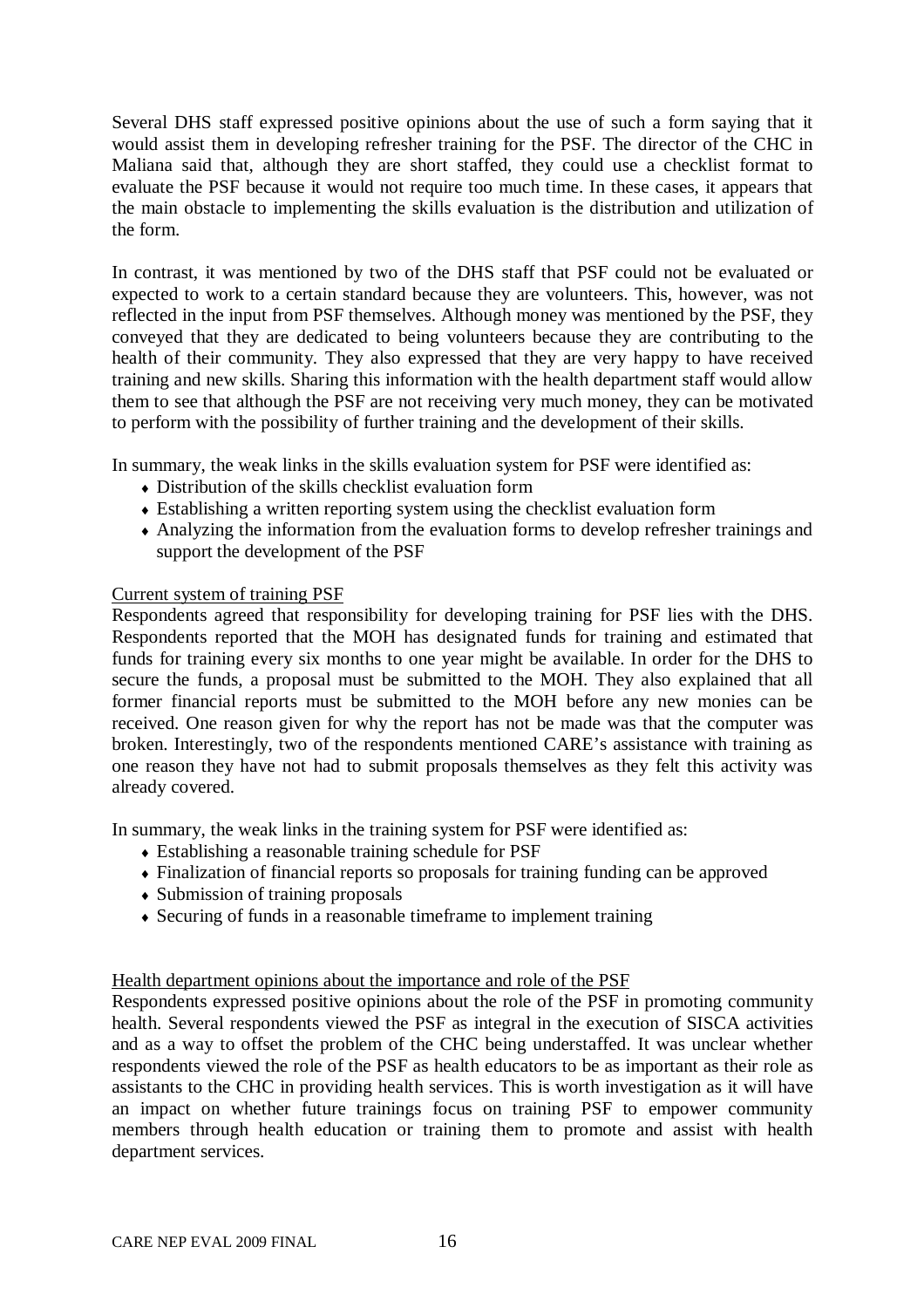Several DHS staff expressed positive opinions about the use of such a form saying that it would assist them in developing refresher training for the PSF. The director of the CHC in Maliana said that, although they are short staffed, they could use a checklist format to evaluate the PSF because it would not require too much time. In these cases, it appears that the main obstacle to implementing the skills evaluation is the distribution and utilization of the form.

In contrast, it was mentioned by two of the DHS staff that PSF could not be evaluated or expected to work to a certain standard because they are volunteers. This, however, was not reflected in the input from PSF themselves. Although money was mentioned by the PSF, they conveyed that they are dedicated to being volunteers because they are contributing to the health of their community. They also expressed that they are very happy to have received training and new skills. Sharing this information with the health department staff would allow them to see that although the PSF are not receiving very much money, they can be motivated to perform with the possibility of further training and the development of their skills.

In summary, the weak links in the skills evaluation system for PSF were identified as:

- Distribution of the skills checklist evaluation form
- Establishing a written reporting system using the checklist evaluation form
- Analyzing the information from the evaluation forms to develop refresher trainings and support the development of the PSF

<u>Current system of training PSF</u>

Respondents agreed that responsibility for developing training for PSF lies with the DHS. Respondents reported that the MOH has designated funds for training and estimated that funds for training every six months to one year might be available. In order for the DHS to secure the funds, a proposal must be submitted to the MOH. They also explained that all former financial reports must be submitted to the MOH before any new monies can be received. One reason given for why the report has not be made was that the computer was broken. Interestingly, two of the respondents mentioned CARE's assistance with training as one reason they have not had to submit proposals themselves as they felt this activity was already covered.

In summary, the weak links in the training system for PSF were identified as:

- Establishing a reasonable training schedule for PSF
- Finalization of financial reports so proposals for training funding can be approved
- Submission of training proposals
- Securing of funds in a reasonable timeframe to implement training

<u>Health department opinions about the importance and role of the PSF</u>

Respondents expressed positive opinions about the role of the PSF in promoting community health. Several respondents viewed the PSF as integral in the execution of SISCA activities and as a way to offset the problem of the CHC being understaffed. It was unclear whether respondents viewed the role of the PSF as health educators to be as important as their role as assistants to the CHC in providing health services. This is worth investigation as it will have an impact on whether future trainings focus on training PSF to empower community members through health education or training them to promote and assist with health department services.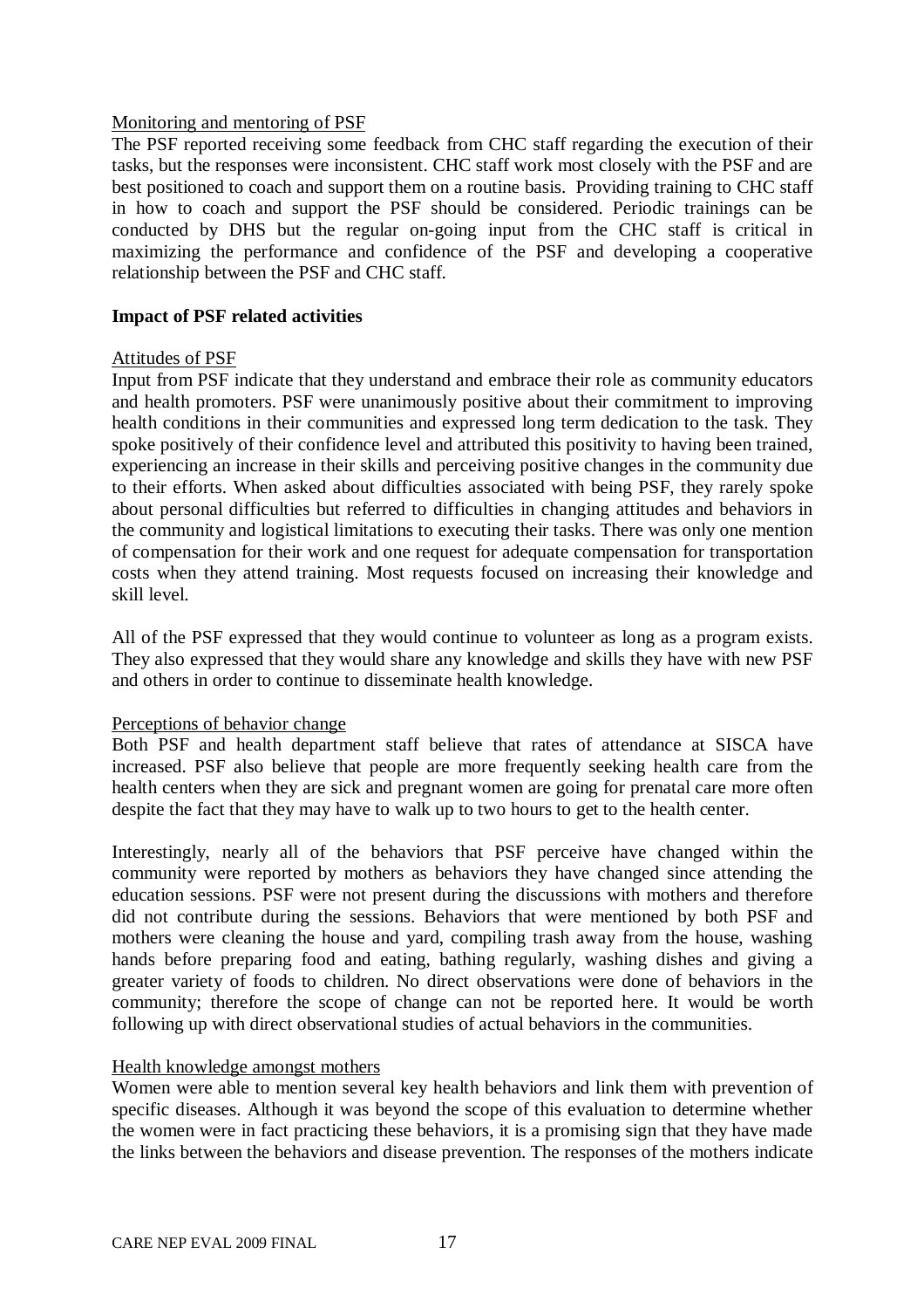Monitoring and mentoring of PSF

The PSF reported receiving some feedback from CHC staff regarding the execution of their tasks, but the responses were inconsistent. CHC staff work most closely with the PSF and are best positioned to coach and support them on a routine basis. Providing training to CHC staff in how to coach and support the PSF should be considered. Periodic trainings can be conducted by DHS but the regular on-going input from the CHC staff is critical in maximizing the performance and confidence of the PSF and developing a cooperative relationship between the PSF and CHC staff.

**Impact of PSF related activities**

Attitudes of PSF

Input from PSF indicate that they understand and embrace their role as community educators and health promoters. PSF were unanimously positive about their commitment to improving health conditions in their communities and expressed long term dedication to the task. They spoke positively of their confidence level and attributed this positivity to having been trained, experiencing an increase in their skills and perceiving positive changes in the community due to their efforts. When asked about difficulties associated with being PSF, they rarely spoke about personal difficulties but referred to difficulties in changing attitudes and behaviors in the community and logistical limitations to executing their tasks. There was only one mention of compensation for their work and one request for adequate compensation for transportation costs when they attend training. Most requests focused on increasing their knowledge and skill level.

All of the PSF expressed that they would continue to volunteer as long as a program exists. They also expressed that they would share any knowledge and skills they have with new PSF and others in order to continue to disseminate health knowledge.

Perceptions of behavior change

Both PSF and health department staff believe that rates of attendance at SISCA have increased. PSF also believe that people are more frequently seeking health care from the health centers when they are sick and pregnant women are going for prenatal care more often despite the fact that they may have to walk up to two hours to get to the health center.

Interestingly, nearly all of the behaviors that PSF perceive have changed within the community were reported by mothers as behaviors they have changed since attending the education sessions. PSF were not present during the discussions with mothers and therefore did not contribute during the sessions. Behaviors that were mentioned by both PSF and mothers were cleaning the house and yard, compiling trash away from the house, washing hands before preparing food and eating, bathing regularly, washing dishes and giving a greater variety of foods to children. No direct observations were done of behaviors in the community; therefore the scope of change can not be reported here. It would be worth following up with direct observational studies of actual behaviors in the communities.

Health knowledge amongst mothers

Women were able to mention several key health behaviors and link them with prevention of specific diseases. Although it was beyond the scope of this evaluation to determine whether the women were in fact practicing these behaviors, it is a promising sign that they have made the links between the behaviors and disease prevention. The responses of the mothers indicate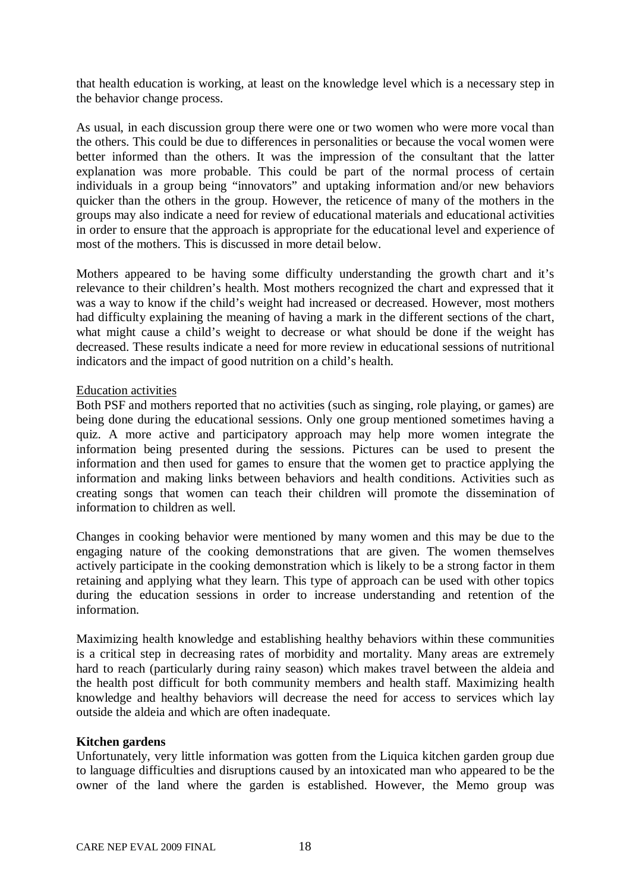that health education is working, at least on the knowledge level which is a necessary step in the behavior change process.

As usual, in each discussion group there were one or two women who were more vocal than the others. This could be due to differences in personalities or because the vocal women were better informed than the others. It was the impression of the consultant that the latter explanation was more probable. This could be part of the normal process of certain individuals in a group being "innovators" and uptaking information and/or new behaviors quicker than the others in the group. However, the reticence of many of the mothers in the groups may also indicate a need for review of educational materials and educational activities in order to ensure that the approach is appropriate for the educational level and experience of most of the mothers. This is discussed in more detail below.

Mothers appeared to be having some difficulty understanding the growth chart and it's relevance to their children's health. Most mothers recognized the chart and expressed that it was a way to know if the child's weight had increased or decreased. However, most mothers had difficulty explaining the meaning of having a mark in the different sections of the chart, what might cause a child's weight to decrease or what should be done if the weight has decreased. These results indicate a need for more review in educational sessions of nutritional indicators and the impact of good nutrition on a child's health.

<u>Education activities</u>

Both PSF and mothers reported that no activities (such as singing, role playing, or games) are being done during the educational sessions. Only one group mentioned sometimes having a quiz. A more active and participatory approach may help more women integrate the information being presented during the sessions. Pictures can be used to present the information and then used for games to ensure that the women get to practice applying the information and making links between behaviors and health conditions. Activities such as creating songs that women can teach their children will promote the dissemination of information to children as well.

Changes in cooking behavior were mentioned by many women and this may be due to the engaging nature of the cooking demonstrations that are given. The women themselves actively participate in the cooking demonstration which is likely to be a strong factor in them retaining and applying what they learn. This type of approach can be used with other topics during the education sessions in order to increase understanding and retention of the information.

Maximizing health knowledge and establishing healthy behaviors within these communities is a critical step in decreasing rates of morbidity and mortality. Many areas are extremely hard to reach (particularly during rainy season) which makes travel between the aldeia and the health post difficult for both community members and health staff. Maximizing health knowledge and healthy behaviors will decrease the need for access to services which lay outside the aldeia and which are often inadequate.

**Kitchen gardens**

Unfortunately, very little information was gotten from the Liquica kitchen garden group due to language difficulties and disruptions caused by an intoxicated man who appeared to be the owner of the land where the garden is established. However, the Memo group was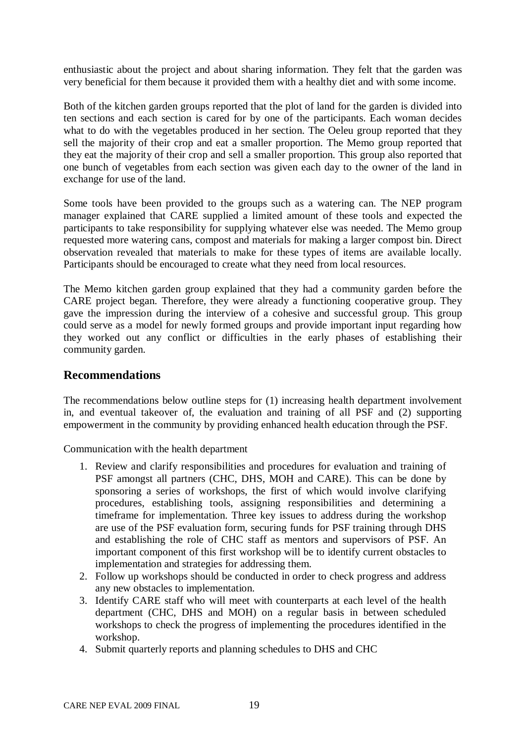enthusiastic about the project and about sharing information. They felt that the garden was very beneficial for them because it provided them with a healthy diet and with some income.

Both of the kitchen garden groups reported that the plot of land for the garden is divided into ten sections and each section is cared for by one of the participants. Each woman decides what to do with the vegetables produced in her section. The Oeleu group reported that they sell the majority of their crop and eat a smaller proportion. The Memo group reported that they eat the majority of their crop and sell a smaller proportion. This group also reported that one bunch of vegetables from each section was given each day to the owner of the land in exchange for use of the land.

Some tools have been provided to the groups such as a watering can. The NEP program manager explained that CARE supplied a limited amount of these tools and expected the participants to take responsibility for supplying whatever else was needed. The Memo group requested more watering cans, compost and materials for making a larger compost bin. Direct observation revealed that materials to make for these types of items are available locally. Participants should be encouraged to create what they need from local resources.

The Memo kitchen garden group explained that they had a community garden before the CARE project began. Therefore, they were already a functioning cooperative group. They gave the impression during the interview of a cohesive and successful group. This group could serve as a model for newly formed groups and provide important input regarding how they worked out any conflict or difficulties in the early phases of establishing their community garden.

## Recommendations

The recommendations below outline steps for (1) increasing health department involvement in, and eventual takeover of, the evaluation and training of all PSF and (2) supporting empowerment in the community by providing enhanced health education through the PSF.

Communication with the health department

1. Review and clarify responsibilities and procedures for evaluation and training of PSF amongst all partners (CHC, DHS, MOH and CARE). This can be done by sponsoring a series of workshops, the first of which would involve clarifying procedures, establishing tools, assigning responsibilities and determining a timeframe for implementation. Three key issues to address during the workshop are use of the PSF evaluation form, securing funds for PSF training through DHS and establishing the role of CHC staff as mentors and supervisors of PSF. An important component of this first workshop will be to identify current obstacles to implementation and strategies for addressing them.
2. Follow up workshops should be conducted in order to check progress and address any new obstacles to implementation.
3. Identify CARE staff who will meet with counterparts at each level of the health department (CHC, DHS and MOH) on a regular basis in between scheduled workshops to check the progress of implementing the procedures identified in the workshop.
4. Submit quarterly reports and planning schedules to DHS and CHC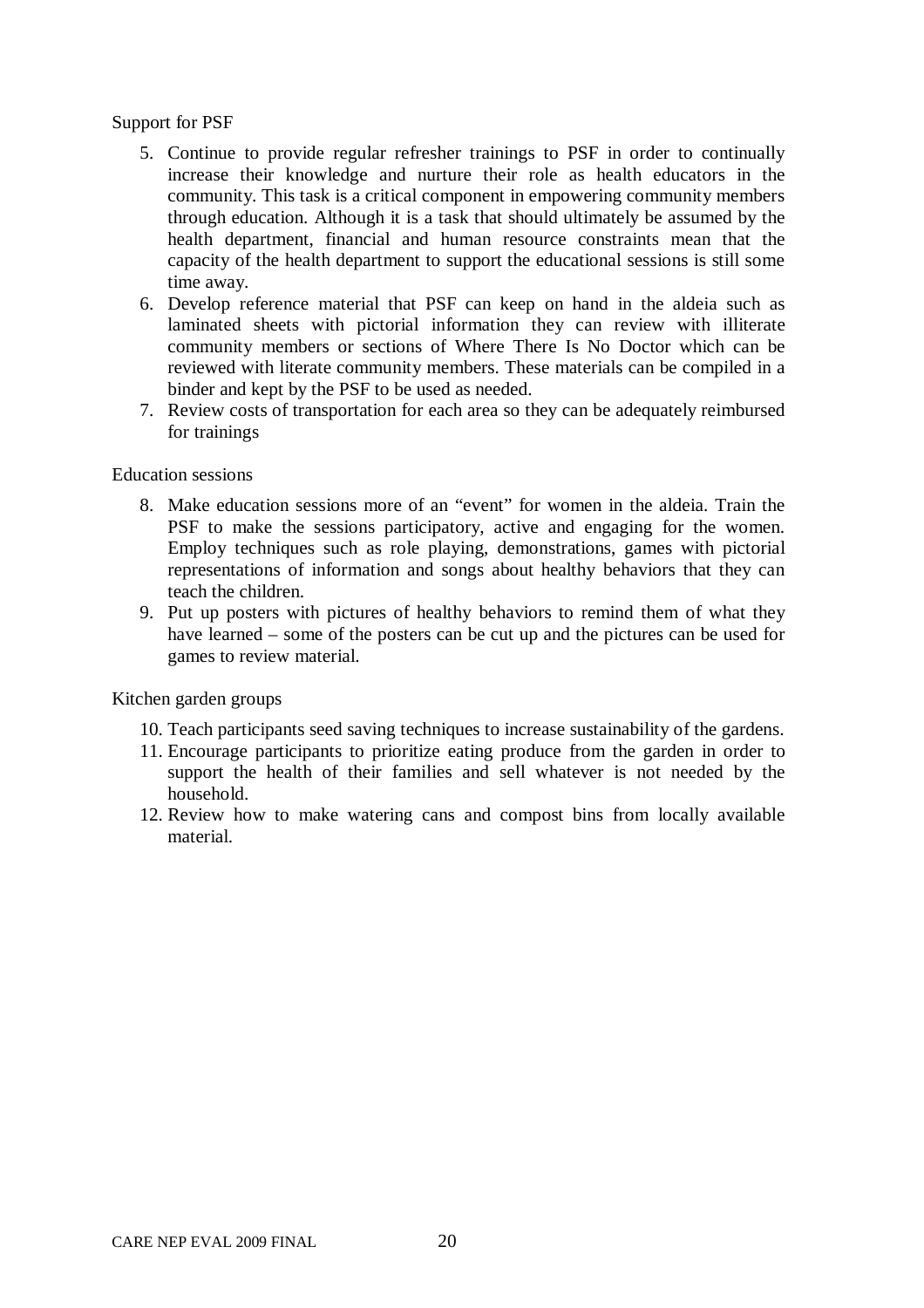Support for PSF

5. Continue to provide regular refresher trainings to PSF in order to continually increase their knowledge and nurture their role as health educators in the community. This task is a critical component in empowering community members through education. Although it is a task that should ultimately be assumed by the health department, financial and human resource constraints mean that the capacity of the health department to support the educational sessions is still some time away.
6. Develop reference material that PSF can keep on hand in the aldeia such as laminated sheets with pictorial information they can review with illiterate community members or sections of Where There Is No Doctor which can be reviewed with literate community members. These materials can be compiled in a binder and kept by the PSF to be used as needed.
7. Review costs of transportation for each area so they can be adequately reimbursed for trainings

Education sessions

8. Make education sessions more of an "event" for women in the aldeia. Train the PSF to make the sessions participatory, active and engaging for the women. Employ techniques such as role playing, demonstrations, games with pictorial representations of information and songs about healthy behaviors that they can teach the children.
9. Put up posters with pictures of healthy behaviors to remind them of what they have learned – some of the posters can be cut up and the pictures can be used for games to review material.

Kitchen garden groups

10. Teach participants seed saving techniques to increase sustainability of the gardens.
11. Encourage participants to prioritize eating produce from the garden in order to support the health of their families and sell whatever is not needed by the household.
12. Review how to make watering cans and compost bins from locally available material.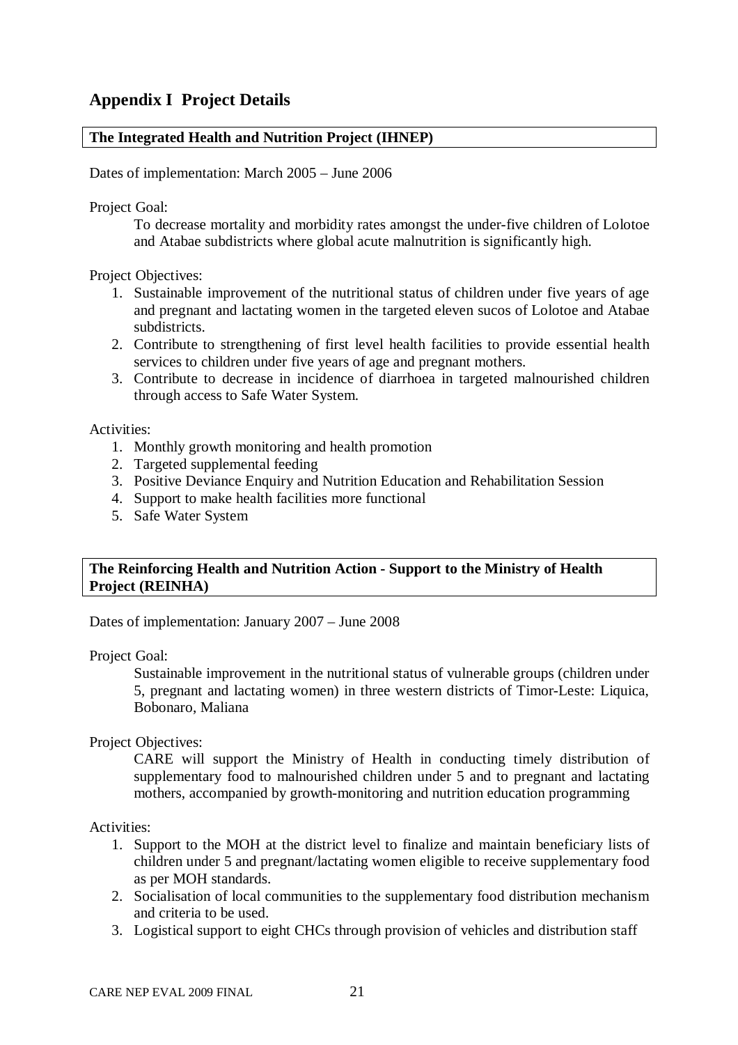## Appendix I Project Details

**The Integrated Health and Nutrition Project (IHNEP)**

Dates of implementation: March 2005 – June 2006

Project Goal:

To decrease mortality and morbidity rates amongst the under-five children of Lolotoe and Atabae subdistricts where global acute malnutrition is significantly high.

Project Objectives:

1. Sustainable improvement of the nutritional status of children under five years of age and pregnant and lactating women in the targeted eleven sucos of Lolotoe and Atabae subdistricts.
2. Contribute to strengthening of first level health facilities to provide essential health services to children under five years of age and pregnant mothers.
3. Contribute to decrease in incidence of diarrhoea in targeted malnourished children through access to Safe Water System.

Activities:

1. Monthly growth monitoring and health promotion
2. Targeted supplemental feeding
3. Positive Deviance Enquiry and Nutrition Education and Rehabilitation Session
4. Support to make health facilities more functional
5. Safe Water System

**The Reinforcing Health and Nutrition Action - Support to the Ministry of Health Project (REINHA)**

Dates of implementation: January 2007 – June 2008

Project Goal:

Sustainable improvement in the nutritional status of vulnerable groups (children under 5, pregnant and lactating women) in three western districts of Timor-Leste: Liquica, Bobonaro, Maliana

Project Objectives:

CARE will support the Ministry of Health in conducting timely distribution of supplementary food to malnourished children under 5 and to pregnant and lactating mothers, accompanied by growth-monitoring and nutrition education programming

Activities:

1. Support to the MOH at the district level to finalize and maintain beneficiary lists of children under 5 and pregnant/lactating women eligible to receive supplementary food as per MOH standards.
2. Socialisation of local communities to the supplementary food distribution mechanism and criteria to be used.
3. Logistical support to eight CHCs through provision of vehicles and distribution staff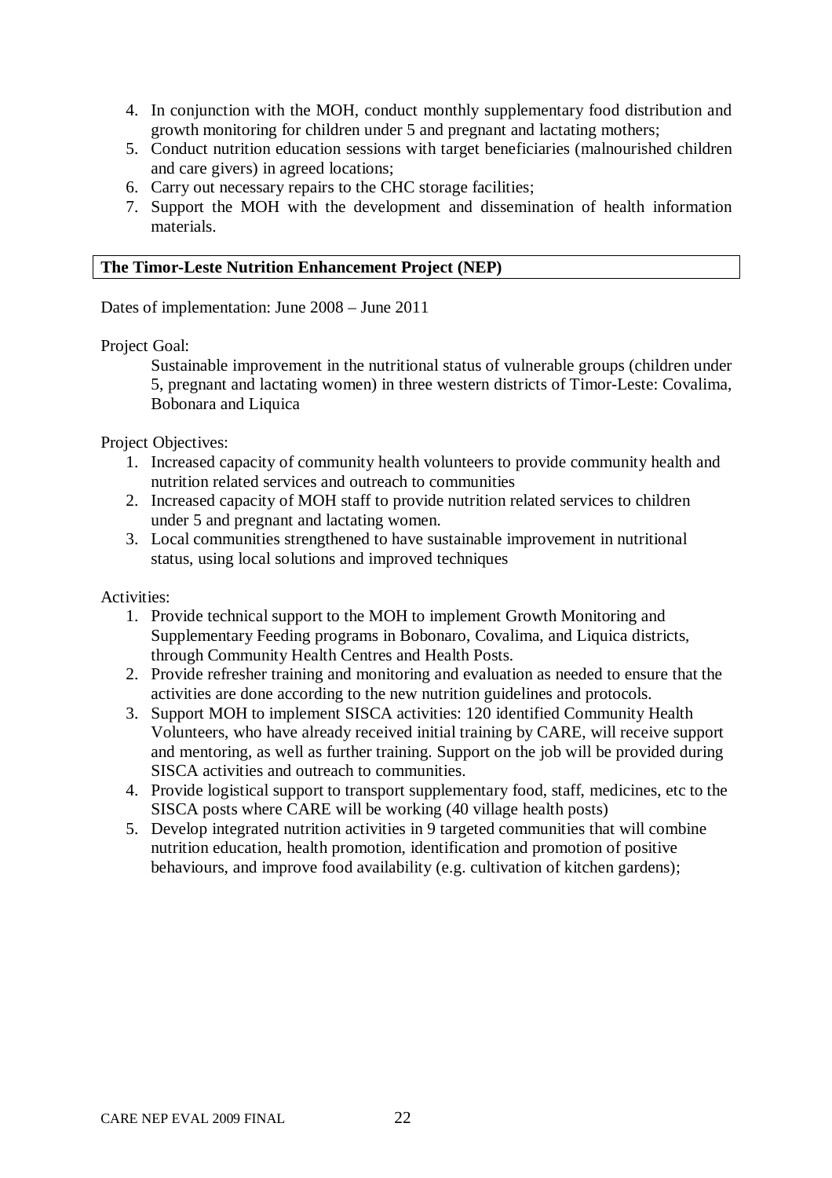4. In conjunction with the MOH, conduct monthly supplementary food distribution and growth monitoring for children under 5 and pregnant and lactating mothers;
5. Conduct nutrition education sessions with target beneficiaries (malnourished children and care givers) in agreed locations;
6. Carry out necessary repairs to the CHC storage facilities;
7. Support the MOH with the development and dissemination of health information materials.

**The Timor-Leste Nutrition Enhancement Project (NEP)**

Dates of implementation: June 2008 – June 2011

Project Goal:

Sustainable improvement in the nutritional status of vulnerable groups (children under 5, pregnant and lactating women) in three western districts of Timor-Leste: Covalima, Bobonara and Liquica

Project Objectives:

1. Increased capacity of community health volunteers to provide community health and nutrition related services and outreach to communities
2. Increased capacity of MOH staff to provide nutrition related services to children under 5 and pregnant and lactating women.
3. Local communities strengthened to have sustainable improvement in nutritional status, using local solutions and improved techniques

Activities:

1. Provide technical support to the MOH to implement Growth Monitoring and Supplementary Feeding programs in Bobonaro, Covalima, and Liquica districts, through Community Health Centres and Health Posts.
2. Provide refresher training and monitoring and evaluation as needed to ensure that the activities are done according to the new nutrition guidelines and protocols.
3. Support MOH to implement SISCA activities: 120 identified Community Health Volunteers, who have already received initial training by CARE, will receive support and mentoring, as well as further training. Support on the job will be provided during SISCA activities and outreach to communities.
4. Provide logistical support to transport supplementary food, staff, medicines, etc to the SISCA posts where CARE will be working (40 village health posts)
5. Develop integrated nutrition activities in 9 targeted communities that will combine nutrition education, health promotion, identification and promotion of positive behaviours, and improve food availability (e.g. cultivation of kitchen gardens);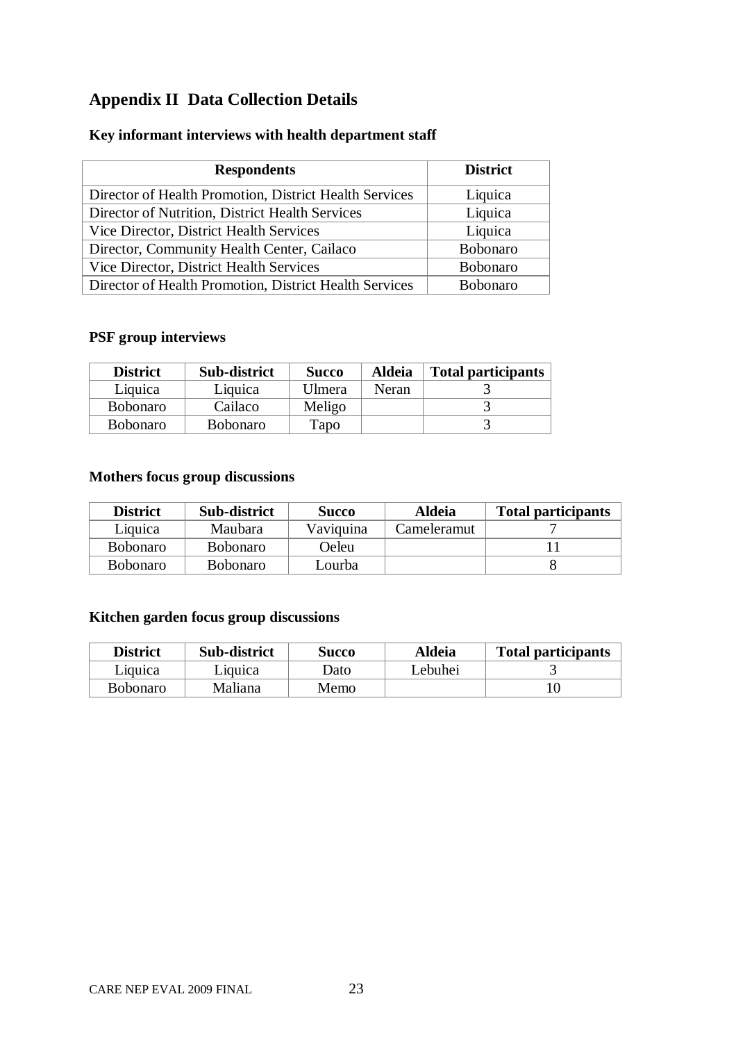## Appendix II Data Collection Details

### Key informant interviews with health department staff

| Respondents | District |
|---|---|
| Director of Health Promotion, District Health Services | Liquica |
| Director of Nutrition, District Health Services | Liquica |
| Vice Director, District Health Services | Liquica |
| Director, Community Health Center, Cailaco | Bobonaro |
| Vice Director, District Health Services | Bobonaro |
| Director of Health Promotion, District Health Services | Bobonaro |

### PSF group interviews

| District | Sub-district | Succo | Aldeia | Total participants |
|---|---|---|---|---|
| Liquica | Liquica | Ulmera | Neran | 3 |
| Bobonaro | Cailaco | Meligo | | 3 |
| Bobonaro | Bobonaro | Tapo | | 3 |

### Mothers focus group discussions

| District | Sub-district | Succo | Aldeia | Total participants |
|---|---|---|---|---|
| Liquica | Maubara | Vaviquina | Cameleramut | 7 |
| Bobonaro | Bobonaro | Oeleu | | 11 |
| Bobonaro | Bobonaro | Lourba | | 8 |

### Kitchen garden focus group discussions

| District | Sub-district | Succo | Aldeia | Total participants |
|---|---|---|---|---|
| Liquica | Liquica | Dato | Lebuhei | 3 |
| Bobonaro | Maliana | Memo | | 10 |